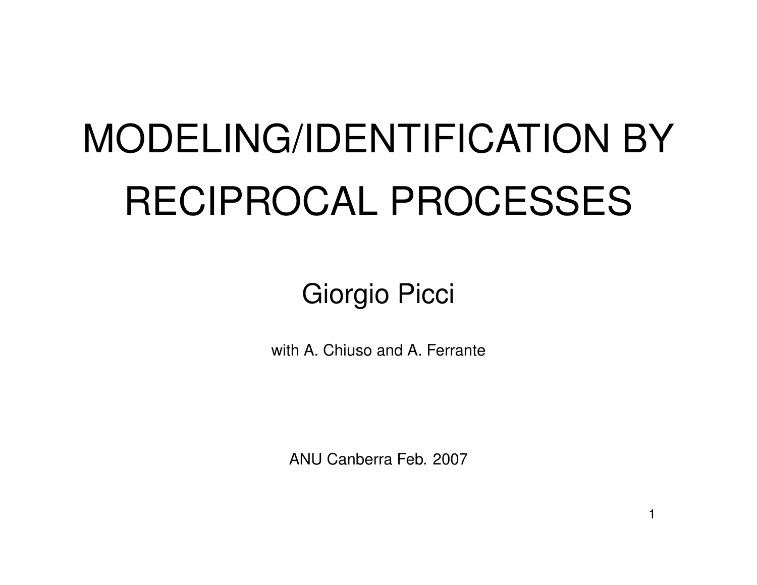# MODELING/IDENTIFICATION BY RECIPROCAL PROCESSES

Giorgio Picci

with A. Chiuso and A. Ferrante

ANU Canberra Feb. 2007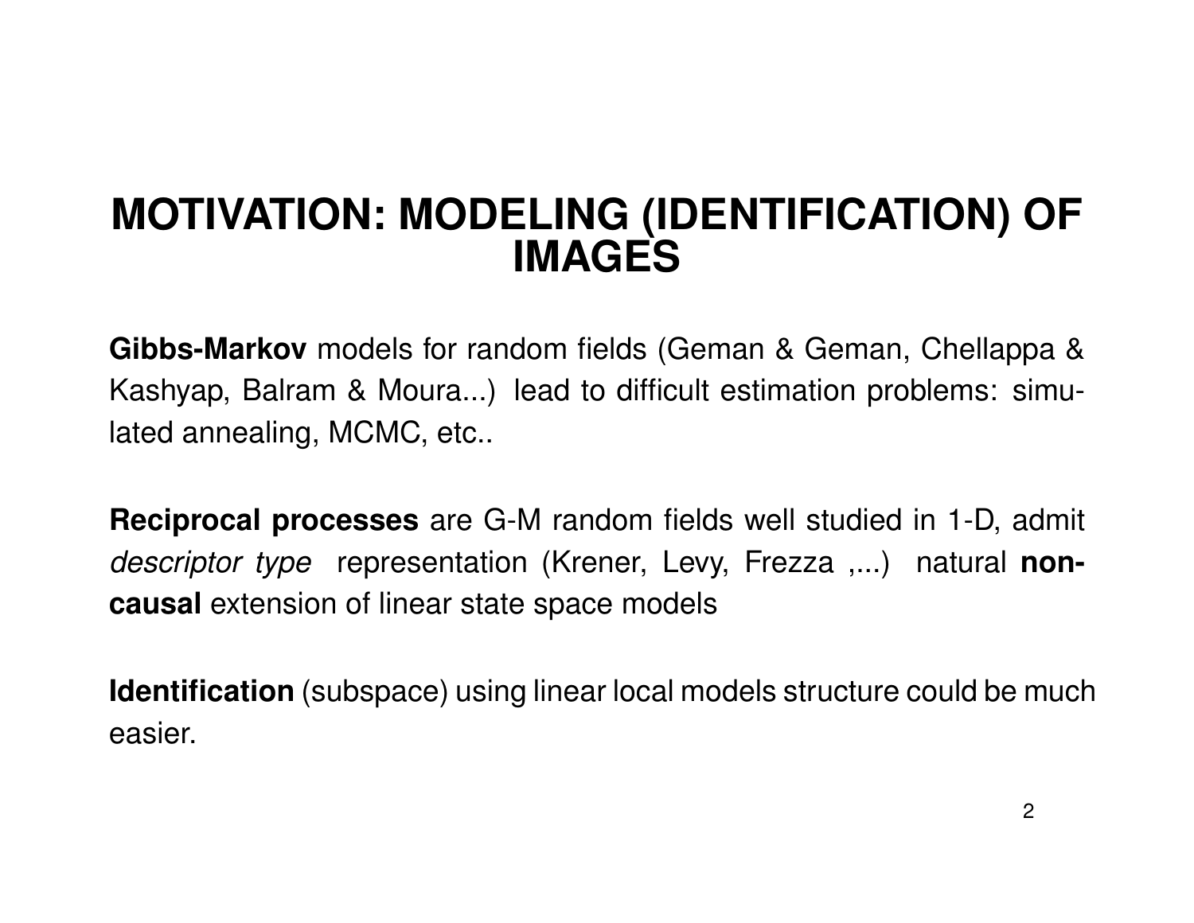# MOTIVATION: MODELING (IDENTIFICATION) OF IMAGES

**Gibbs-Markov** models for random fields (Geman & Geman, Chellappa & Kashyap, Balram & Moura...) lead to difficult estimation problems: simulated annealing, MCMC, etc..

**Reciprocal processes** are G-M random fields well studied in 1-D, admit *descriptor type* representation (Krener, Levy, Frezza ,...) natural **non-causal** extension of linear state space models

**Identification** (subspace) using linear local models structure could be much easier.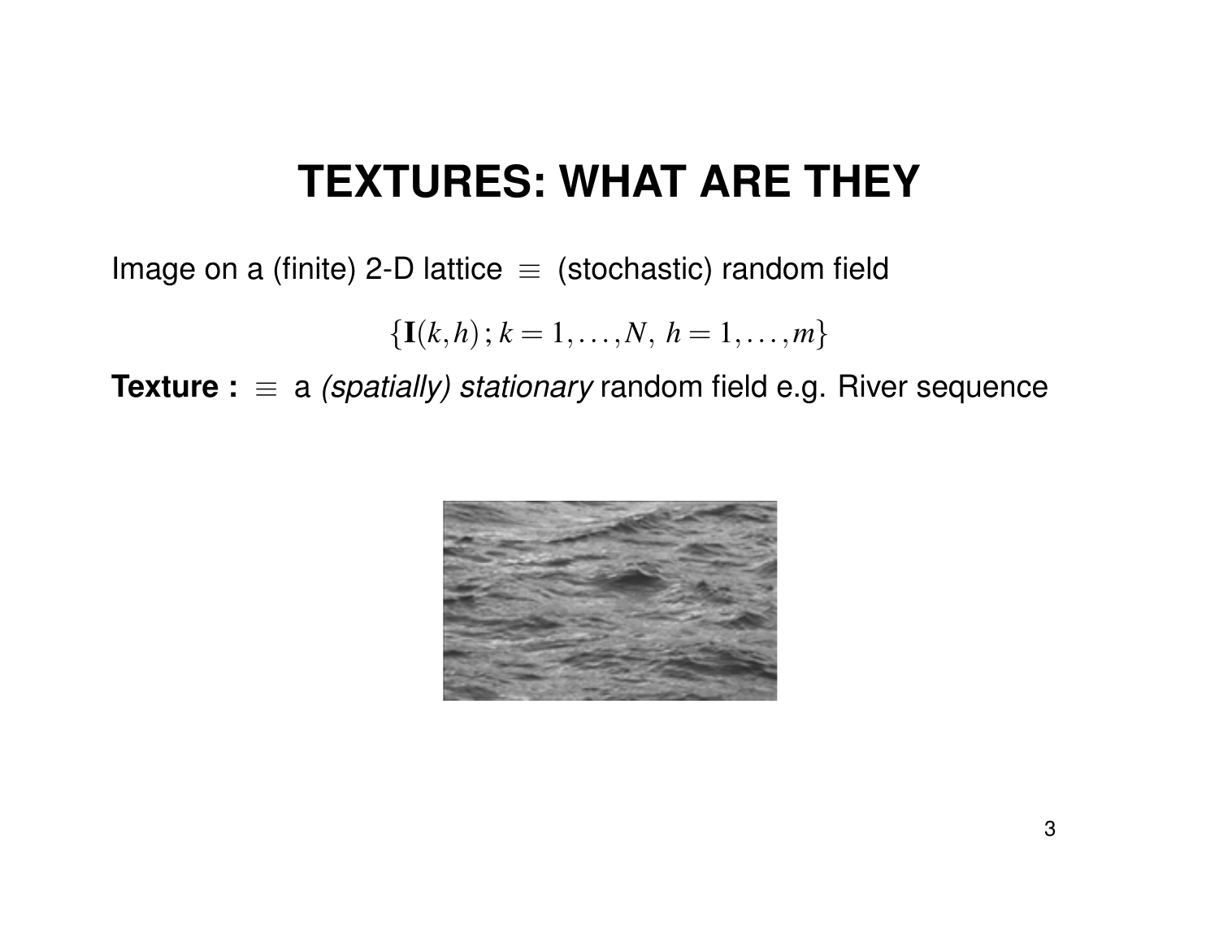# TEXTURES: WHAT ARE THEY

Image on a (finite) 2-D lattice $\equiv$ (stochastic) random field

$$\{\mathbf{I}(k,h)\,;\,k = 1,\ldots,N,\ h = 1,\ldots,m\}$$

**Texture :** $\equiv$ a *(spatially) stationary* random field e.g. River sequence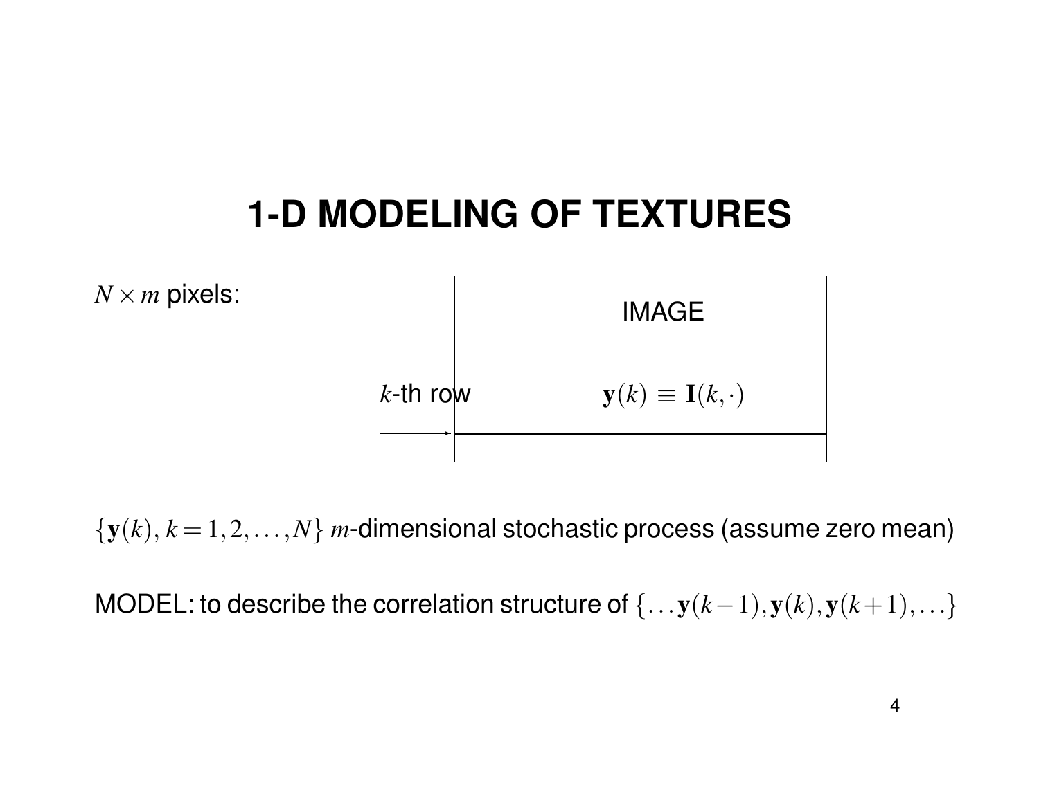# 1-D MODELING OF TEXTURES

$N \times m$ pixels:

IMAGE

$k$-th row $\quad \mathbf{y}(k) \equiv \mathbf{I}(k, \cdot)$

$\{\mathbf{y}(k),\, k = 1, 2, \ldots, N\}$ $m$-dimensional stochastic process (assume zero mean)

MODEL: to describe the correlation structure of $\{\ldots \mathbf{y}(k-1), \mathbf{y}(k), \mathbf{y}(k+1), \ldots\}$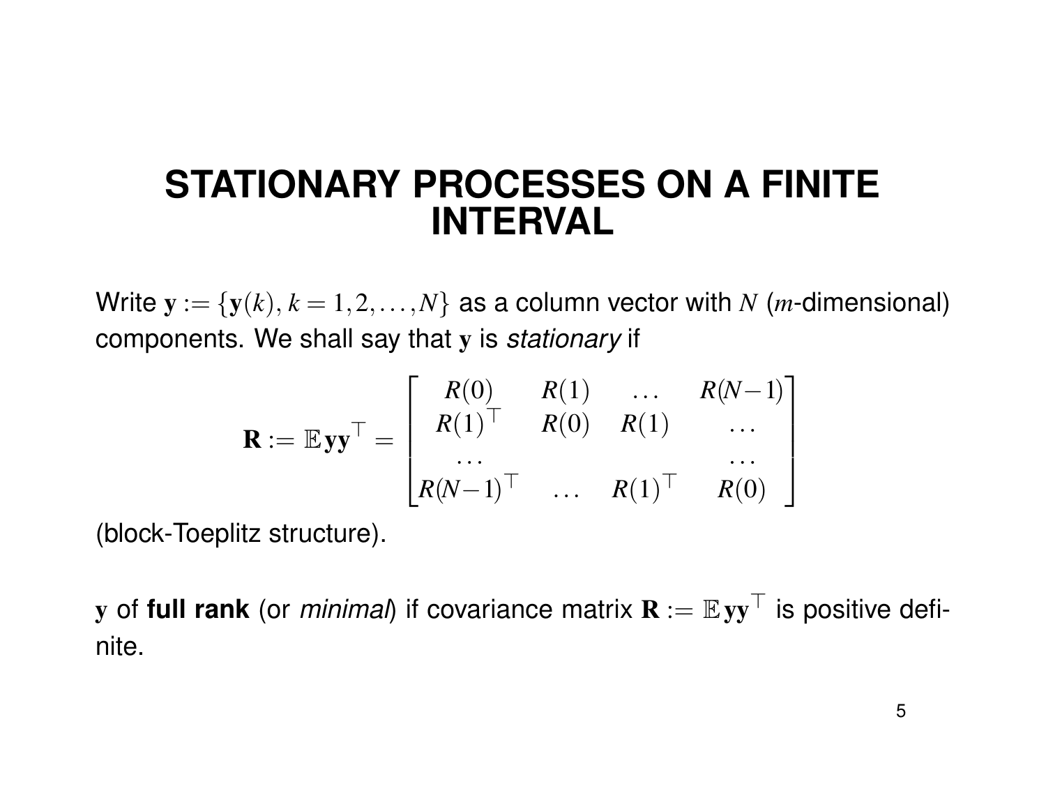# STATIONARY PROCESSES ON A FINITE INTERVAL

Write $\mathbf{y} := \{\mathbf{y}(k), k = 1, 2, \ldots, N\}$ as a column vector with $N$ ($m$-dimensional) components. We shall say that $\mathbf{y}$ is *stationary* if

$$\mathbf{R} := \mathbb{E}\,\mathbf{y}\mathbf{y}^\top = \begin{bmatrix} R(0) & R(1) & \ldots & R(N-1) \\ R(1)^\top & R(0) & R(1) & \ldots \\ \ldots & & & \ldots \\ R(N-1)^\top & \ldots & R(1)^\top & R(0) \end{bmatrix}$$

(block-Toeplitz structure).

$\mathbf{y}$ of **full rank** (or *minimal*) if covariance matrix $\mathbf{R} := \mathbb{E}\,\mathbf{y}\mathbf{y}^\top$ is positive definite.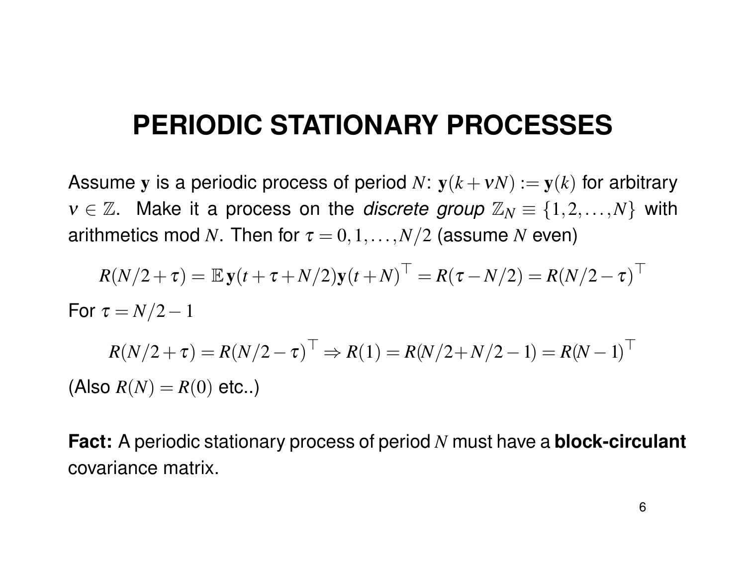# PERIODIC STATIONARY PROCESSES

Assume $\mathbf{y}$ is a periodic process of period $N$: $\mathbf{y}(k+\nu N) := \mathbf{y}(k)$ for arbitrary $\nu \in \mathbb{Z}$. Make it a process on the *discrete group* $\mathbb{Z}_N \equiv \{1, 2, \ldots, N\}$ with arithmetics mod $N$. Then for $\tau = 0, 1, \ldots, N/2$ (assume $N$ even)

$$R(N/2+\tau) = \mathbb{E}\,\mathbf{y}(t+\tau+N/2)\mathbf{y}(t+N)^\top = R(\tau - N/2) = R(N/2-\tau)^\top$$

For $\tau = N/2 - 1$

$$R(N/2+\tau) = R(N/2-\tau)^\top \Rightarrow R(1) = R(N/2+N/2-1) = R(N-1)^\top$$

(Also $R(N) = R(0)$ etc..)

**Fact:** A periodic stationary process of period $N$ must have a **block-circulant** covariance matrix.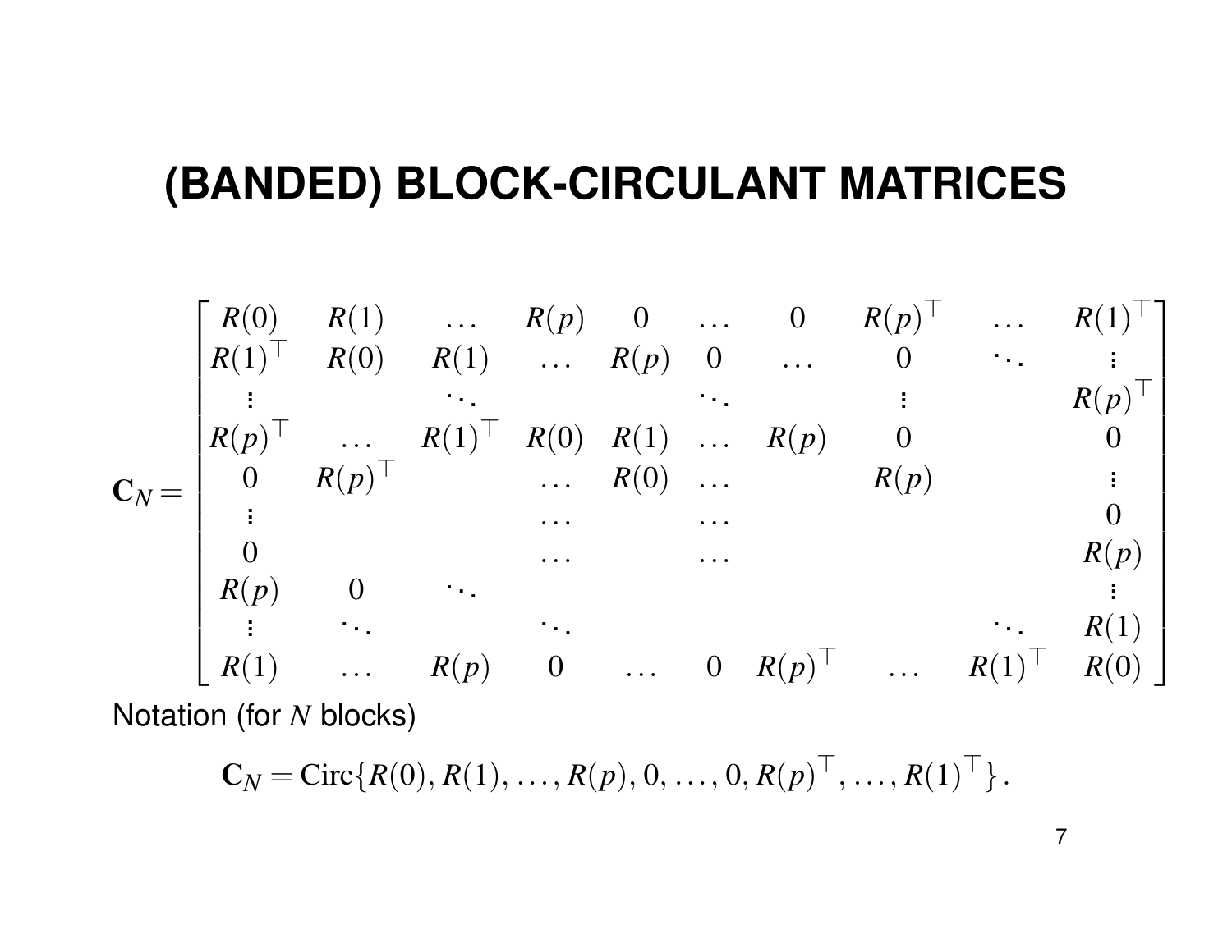# (BANDED) BLOCK-CIRCULANT MATRICES

$$
\mathbf{C}_N = \begin{bmatrix}
R(0) & R(1) & \dots & R(p) & 0 & \dots & 0 & R(p)^\top & \dots & R(1)^\top \\
R(1)^\top & R(0) & R(1) & \dots & R(p) & 0 & \dots & 0 & \ddots & \vdots \\
\vdots & & \ddots & & & \ddots & & \vdots & & R(p)^\top \\
R(p)^\top & \dots & R(1)^\top & R(0) & R(1) & \dots & R(p) & 0 & & 0 \\
0 & R(p)^\top & & \dots & R(0) & \dots & & R(p) & & \vdots \\
\vdots & & & \dots & & \dots & & & & 0 \\
0 & & & \dots & & \dots & & & & R(p) \\
R(p) & 0 & \ddots & & & & & & & \vdots \\
\vdots & \ddots & & \ddots & & & & & \ddots & R(1) \\
R(1) & \dots & R(p) & 0 & \dots & 0 & R(p)^\top & \dots & R(1)^\top & R(0)
\end{bmatrix}
$$

Notation (for $N$ blocks)

$$
\mathbf{C}_N = \mathrm{Circ}\{R(0), R(1), \dots, R(p), 0, \dots, 0, R(p)^\top, \dots, R(1)^\top\}.
$$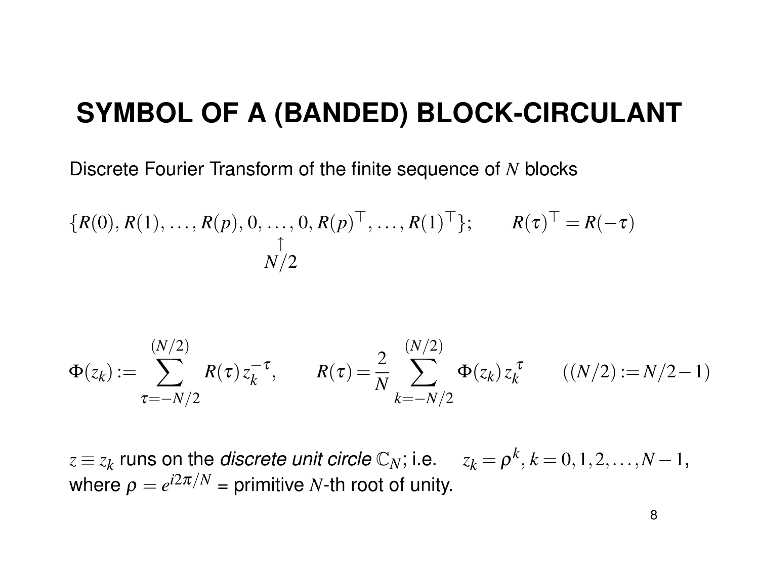# SYMBOL OF A (BANDED) BLOCK-CIRCULANT

Discrete Fourier Transform of the finite sequence of $N$ blocks

$$\{R(0), R(1), \ldots, R(p), 0, \underset{\underset{N/2}{\uparrow}}{\ldots}, 0, R(p)^\top, \ldots, R(1)^\top\}; \qquad R(\tau)^\top = R(-\tau)$$

$$\Phi(z_k) := \sum_{\tau=-N/2}^{(N/2)} R(\tau)\, z_k^{-\tau}, \qquad R(\tau) = \frac{2}{N} \sum_{k=-N/2}^{(N/2)} \Phi(z_k)\, z_k^{\tau} \qquad ((N/2) := N/2 - 1)$$

$z \equiv z_k$ runs on the *discrete unit circle* $\mathbb{C}_N$; i.e. $z_k = \rho^k,\, k = 0, 1, 2, \ldots, N-1$, where $\rho = e^{i2\pi/N}$ = primitive $N$-th root of unity.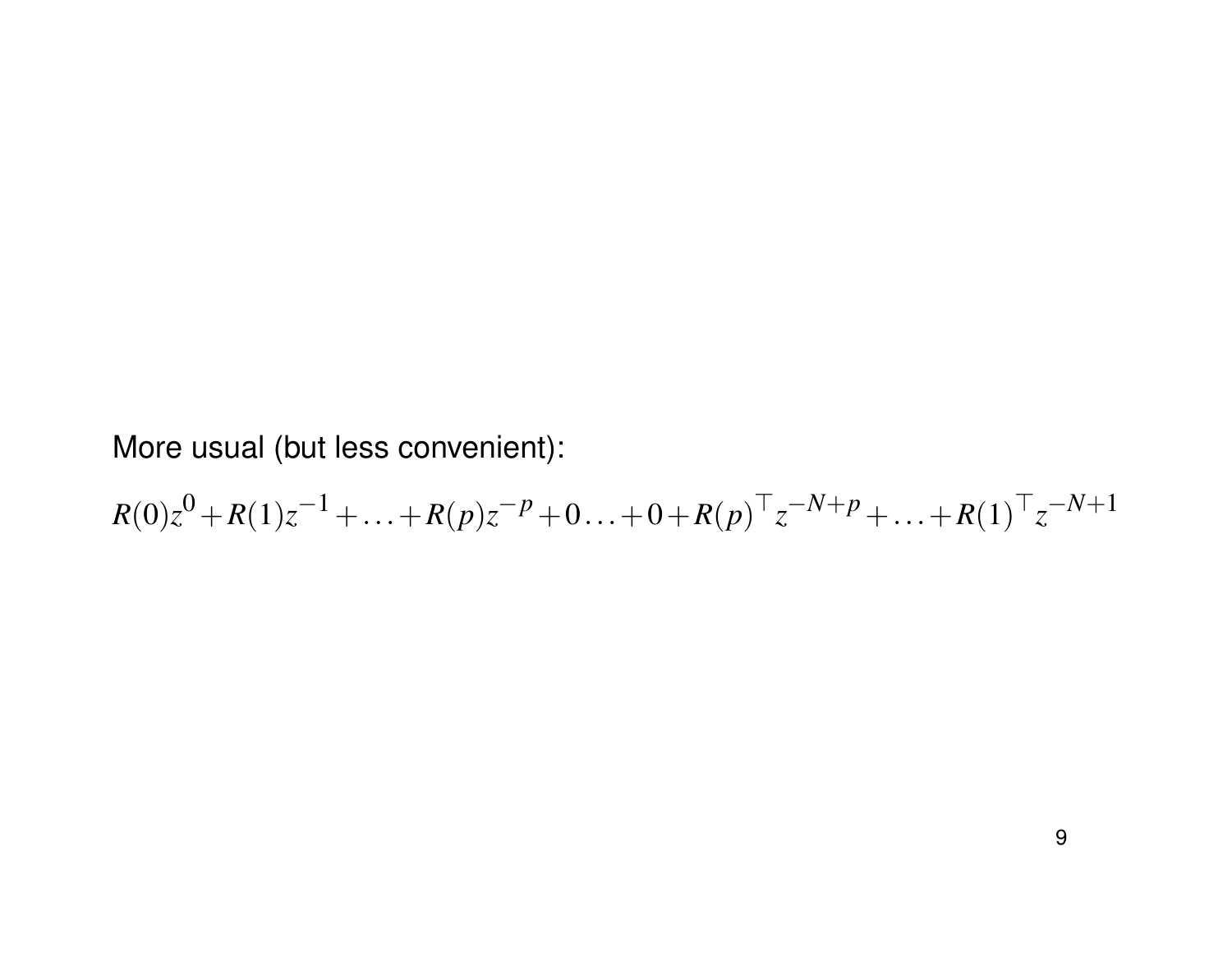More usual (but less convenient):

$$R(0)z^0 + R(1)z^{-1} + \ldots + R(p)z^{-p} + 0 \ldots + 0 + R(p)^\top z^{-N+p} + \ldots + R(1)^\top z^{-N+1}$$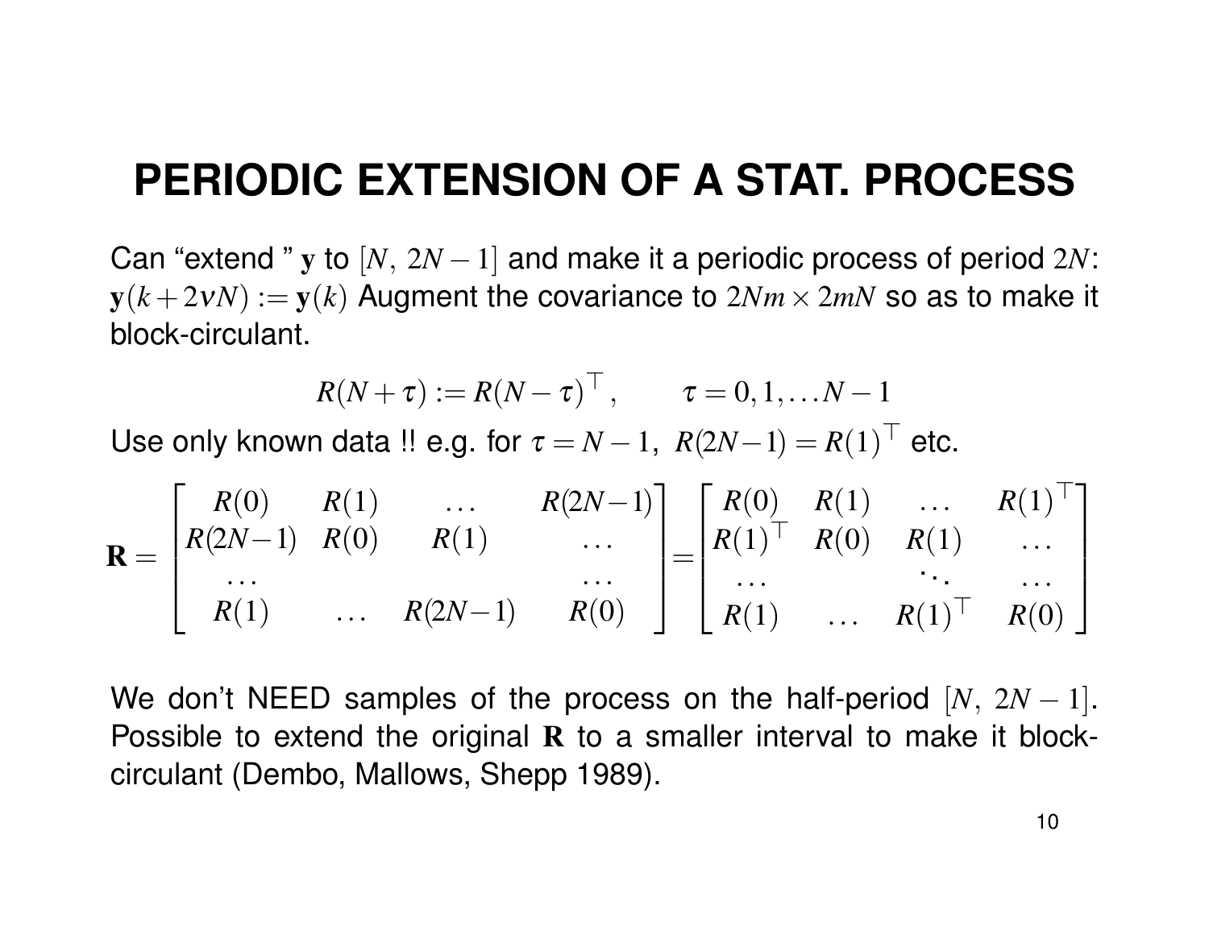# PERIODIC EXTENSION OF A STAT. PROCESS

Can "extend " $\mathbf{y}$ to $[N,\ 2N-1]$ and make it a periodic process of period $2N$: $\mathbf{y}(k+2\nu N) := \mathbf{y}(k)$ Augment the covariance to $2Nm \times 2mN$ so as to make it block-circulant.

$$R(N+\tau) := R(N-\tau)^\top, \qquad \tau = 0, 1, \dots N-1$$

Use only known data !! e.g. for $\tau = N-1,\ R(2N-1) = R(1)^\top$ etc.

$$\mathbf{R} = \begin{bmatrix} R(0) & R(1) & \dots & R(2N-1) \\ R(2N-1) & R(0) & R(1) & \dots \\ \dots & & & \dots \\ R(1) & \dots & R(2N-1) & R(0) \end{bmatrix} = \begin{bmatrix} R(0) & R(1) & \dots & R(1)^\top \\ R(1)^\top & R(0) & R(1) & \dots \\ \dots & & \ddots & \dots \\ R(1) & \dots & R(1)^\top & R(0) \end{bmatrix}$$

We don't NEED samples of the process on the half-period $[N,\ 2N-1]$. Possible to extend the original $\mathbf{R}$ to a smaller interval to make it block-circulant (Dembo, Mallows, Shepp 1989).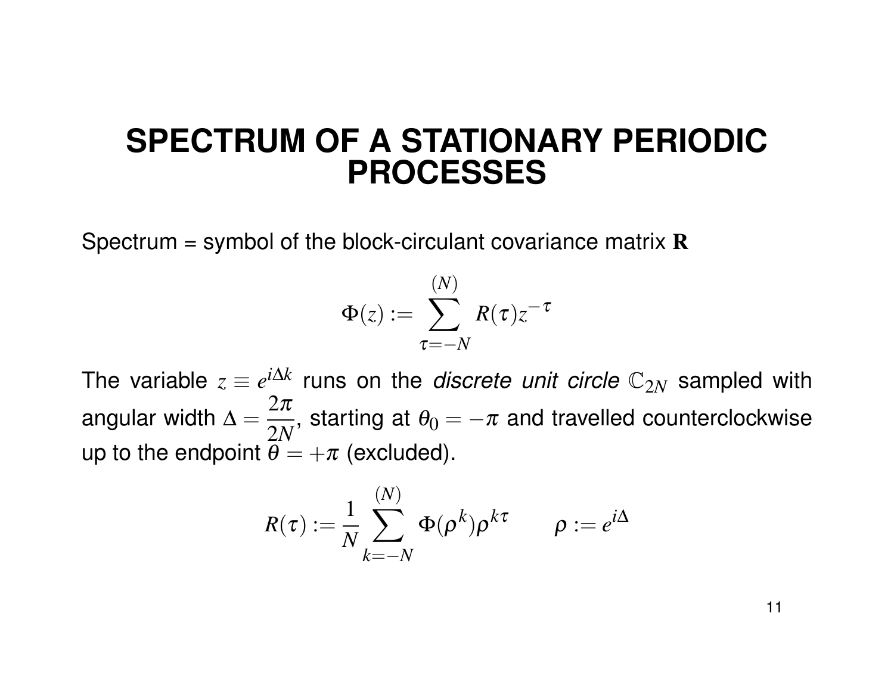# SPECTRUM OF A STATIONARY PERIODIC PROCESSES

Spectrum = symbol of the block-circulant covariance matrix $\mathbf{R}$

$$\Phi(z) := \sum_{\tau=-N}^{(N)} R(\tau) z^{-\tau}$$

The variable $z \equiv e^{i\Delta k}$ runs on the *discrete unit circle* $\mathbb{C}_{2N}$ sampled with angular width $\Delta = \dfrac{2\pi}{2N}$, starting at $\theta_0 = -\pi$ and travelled counterclockwise up to the endpoint $\theta = +\pi$ (excluded).

$$R(\tau) := \frac{1}{N} \sum_{k=-N}^{(N)} \Phi(\rho^k) \rho^{k\tau} \qquad \rho := e^{i\Delta}$$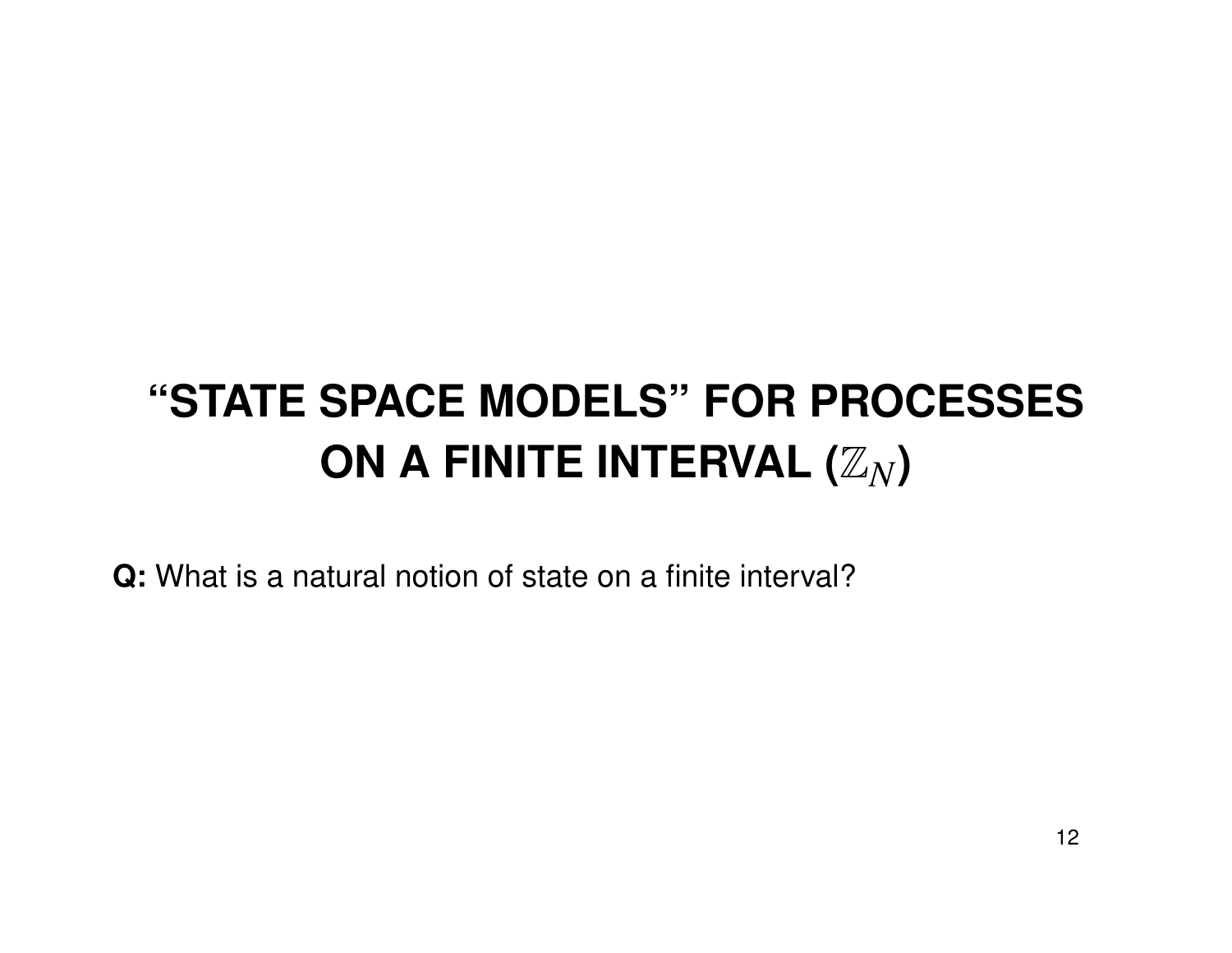# "STATE SPACE MODELS" FOR PROCESSES ON A FINITE INTERVAL ($\mathbb{Z}_N$)

**Q:** What is a natural notion of state on a finite interval?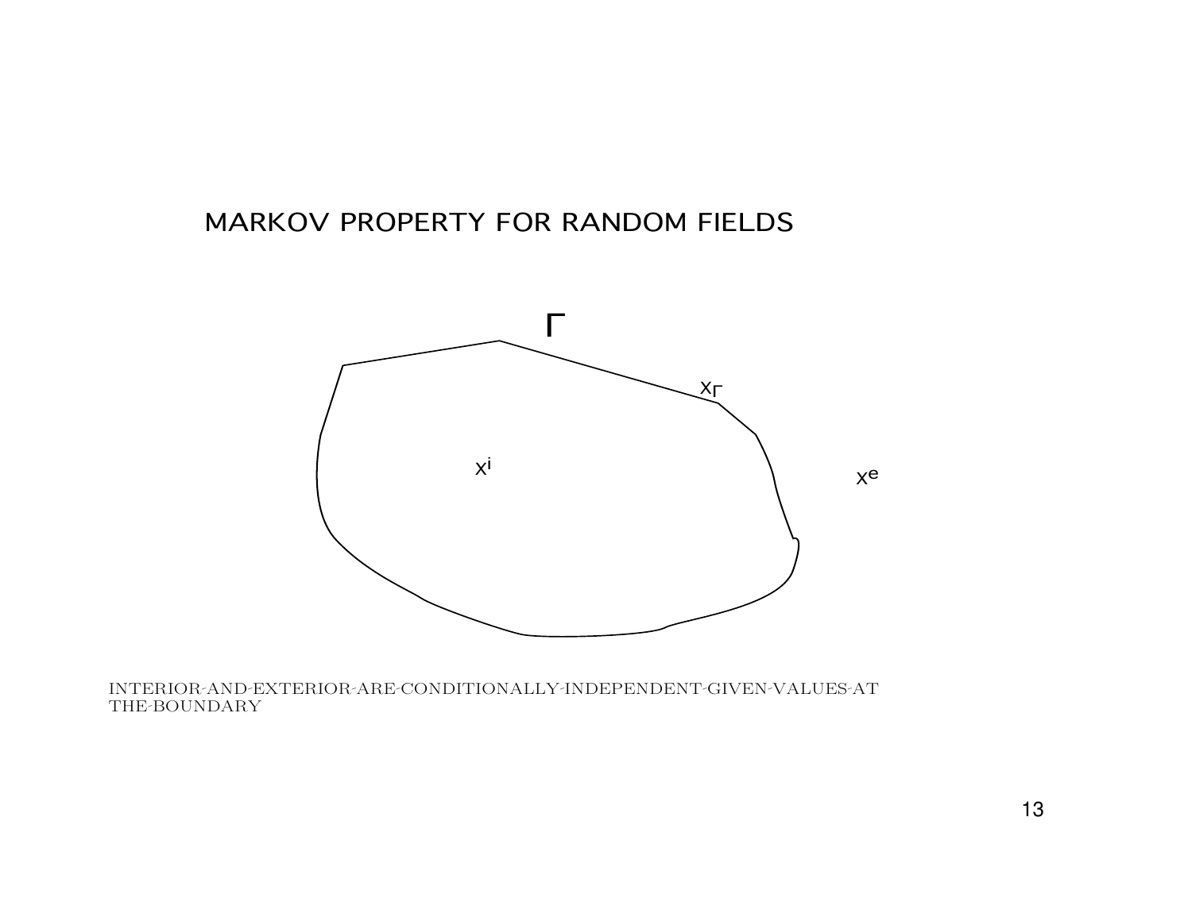## MARKOV PROPERTY FOR RANDOM FIELDS

$\Gamma$

$x_\Gamma$

$x^i$

$x^e$

INTERIOR-AND-EXTERIOR-ARE-CONDITIONALLY-INDEPENDENT-GIVEN-VALUES-AT THE-BOUNDARY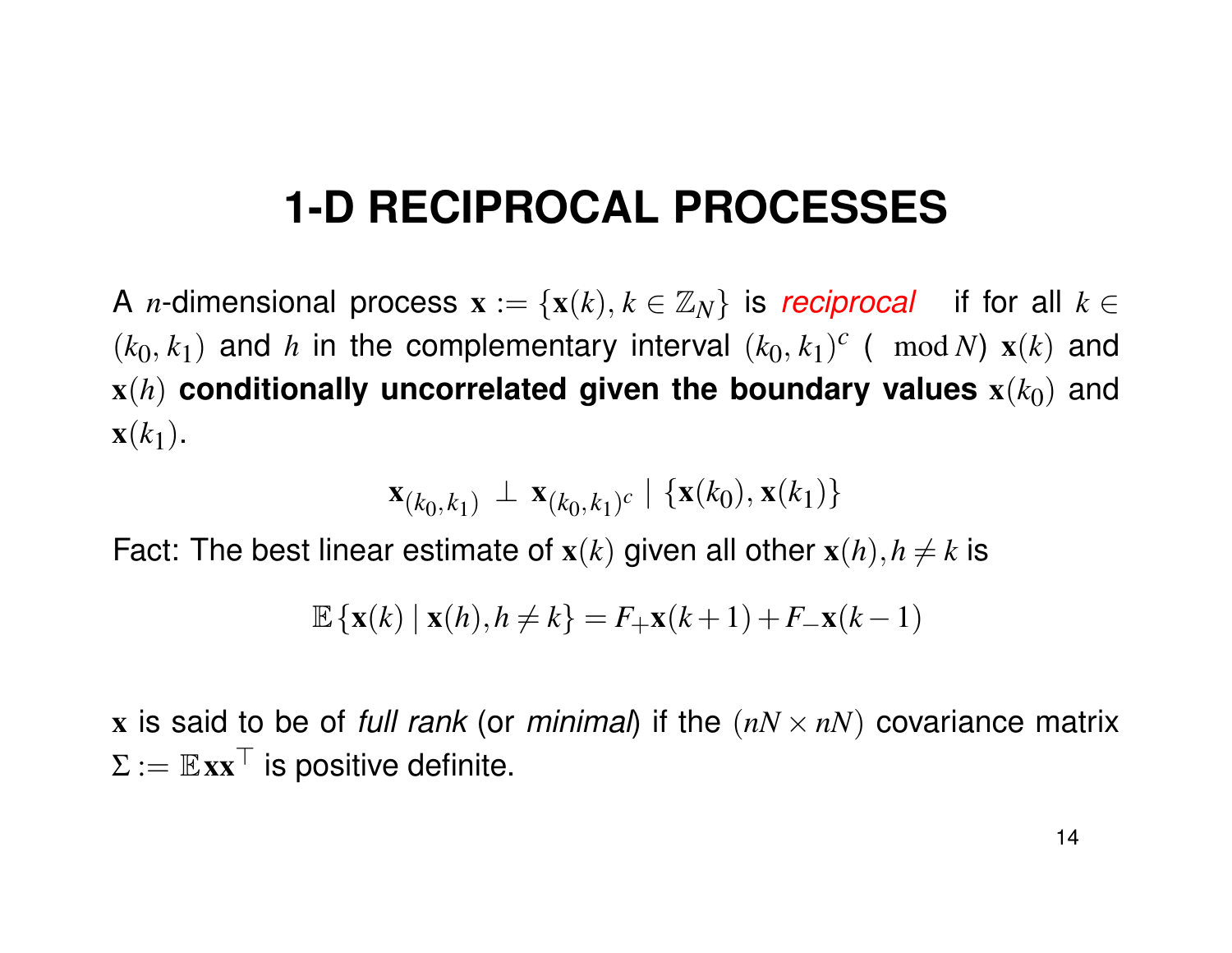# 1-D RECIPROCAL PROCESSES

A $n$-dimensional process $\mathbf{x} := \{\mathbf{x}(k), k \in \mathbb{Z}_N\}$ is *reciprocal* if for all $k \in (k_0, k_1)$ and $h$ in the complementary interval $(k_0, k_1)^c$ ( $\mod N$) $\mathbf{x}(k)$ and $\mathbf{x}(h)$ **conditionally uncorrelated given the boundary values** $\mathbf{x}(k_0)$ and $\mathbf{x}(k_1)$.

$$\mathbf{x}_{(k_0,k_1)} \perp \mathbf{x}_{(k_0,k_1)^c} \mid \{\mathbf{x}(k_0), \mathbf{x}(k_1)\}$$

Fact: The best linear estimate of $\mathbf{x}(k)$ given all other $\mathbf{x}(h), h \neq k$ is

$$\mathbb{E}\{\mathbf{x}(k) \mid \mathbf{x}(h), h \neq k\} = F_+\mathbf{x}(k+1) + F_-\mathbf{x}(k-1)$$

$\mathbf{x}$ is said to be of *full rank* (or *minimal*) if the $(nN \times nN)$ covariance matrix $\Sigma := \mathbb{E}\mathbf{x}\mathbf{x}^\top$ is positive definite.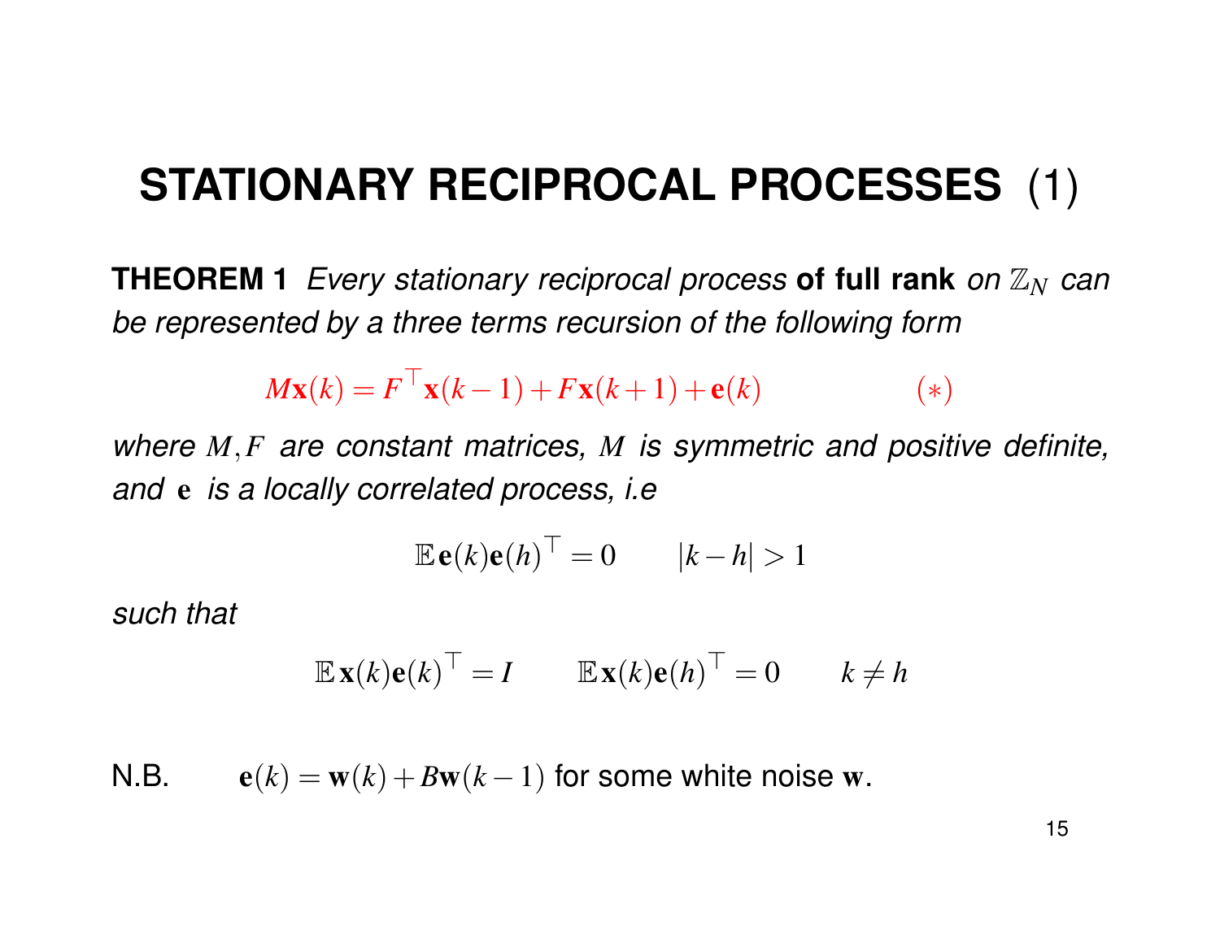# STATIONARY RECIPROCAL PROCESSES (1)

**THEOREM 1** *Every stationary reciprocal process* **of full rank** *on $\mathbb{Z}_N$ can be represented by a three terms recursion of the following form*

$$M\mathbf{x}(k) = F^\top \mathbf{x}(k-1) + F\mathbf{x}(k+1) + \mathbf{e}(k) \qquad (*)$$

*where $M, F$ are constant matrices, $M$ is symmetric and positive definite, and $\mathbf{e}$ is a locally correlated process, i.e*

$$\mathbb{E}\,\mathbf{e}(k)\mathbf{e}(h)^\top = 0 \qquad |k-h| > 1$$

*such that*

$$\mathbb{E}\,\mathbf{x}(k)\mathbf{e}(k)^\top = I \qquad \mathbb{E}\,\mathbf{x}(k)\mathbf{e}(h)^\top = 0 \qquad k \neq h$$

N.B. $\quad \mathbf{e}(k) = \mathbf{w}(k) + B\mathbf{w}(k-1)$ for some white noise $\mathbf{w}$.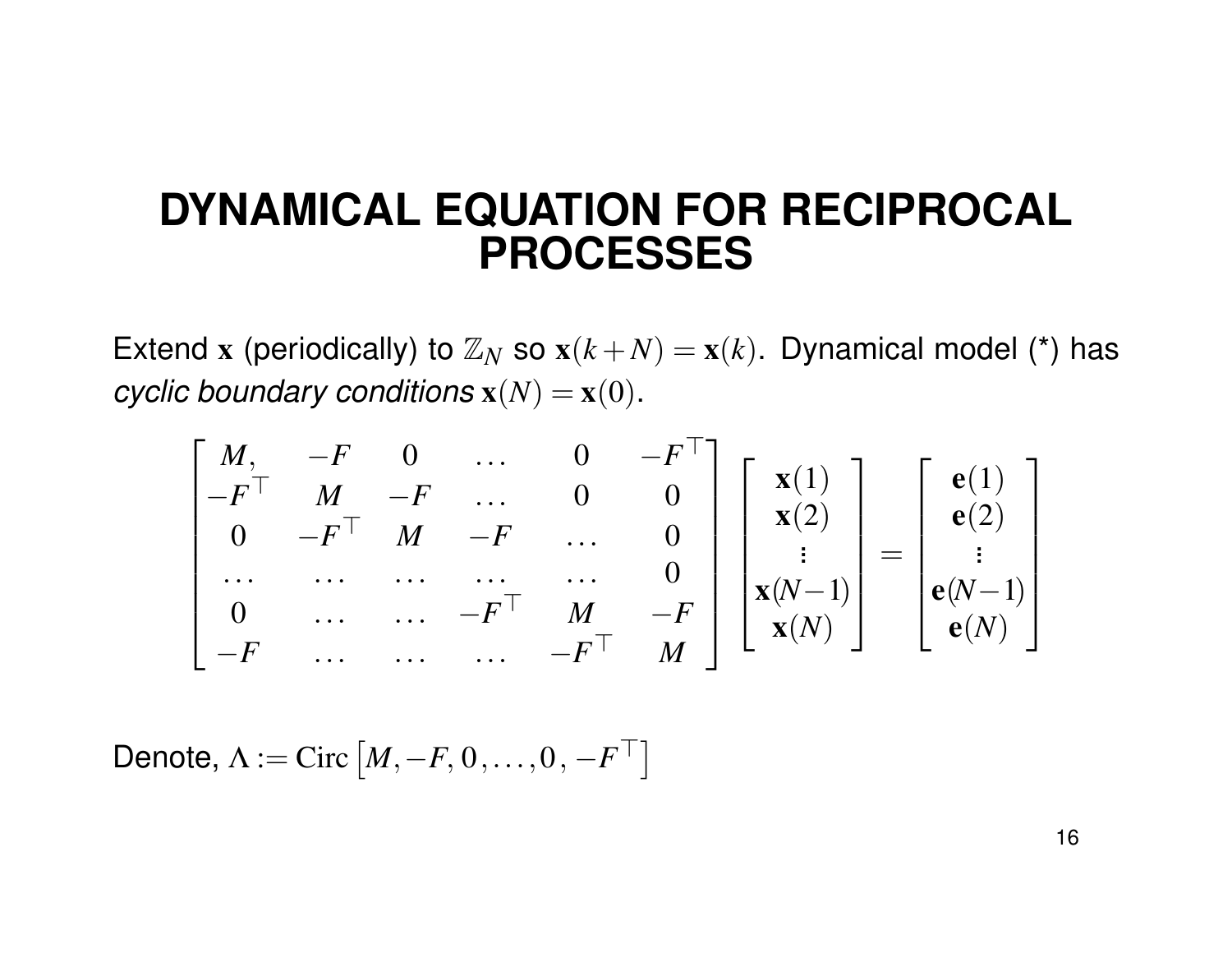# DYNAMICAL EQUATION FOR RECIPROCAL PROCESSES

Extend $\mathbf{x}$ (periodically) to $\mathbb{Z}_N$ so $\mathbf{x}(k+N) = \mathbf{x}(k)$. Dynamical model (*) has *cyclic boundary conditions* $\mathbf{x}(N) = \mathbf{x}(0)$.

$$
\begin{bmatrix}
M, & -F & 0 & \dots & 0 & -F^\top \\
-F^\top & M & -F & \dots & 0 & 0 \\
0 & -F^\top & M & -F & \dots & 0 \\
\dots & \dots & \dots & \dots & \dots & 0 \\
0 & \dots & \dots & -F^\top & M & -F \\
-F & \dots & \dots & \dots & -F^\top & M
\end{bmatrix}
\begin{bmatrix}
\mathbf{x}(1) \\ \mathbf{x}(2) \\ \vdots \\ \mathbf{x}(N-1) \\ \mathbf{x}(N)
\end{bmatrix}
=
\begin{bmatrix}
\mathbf{e}(1) \\ \mathbf{e}(2) \\ \vdots \\ \mathbf{e}(N-1) \\ \mathbf{e}(N)
\end{bmatrix}
$$

Denote, $\Lambda := \mathrm{Circ}\left[M, -F, 0, \dots, 0, -F^\top\right]$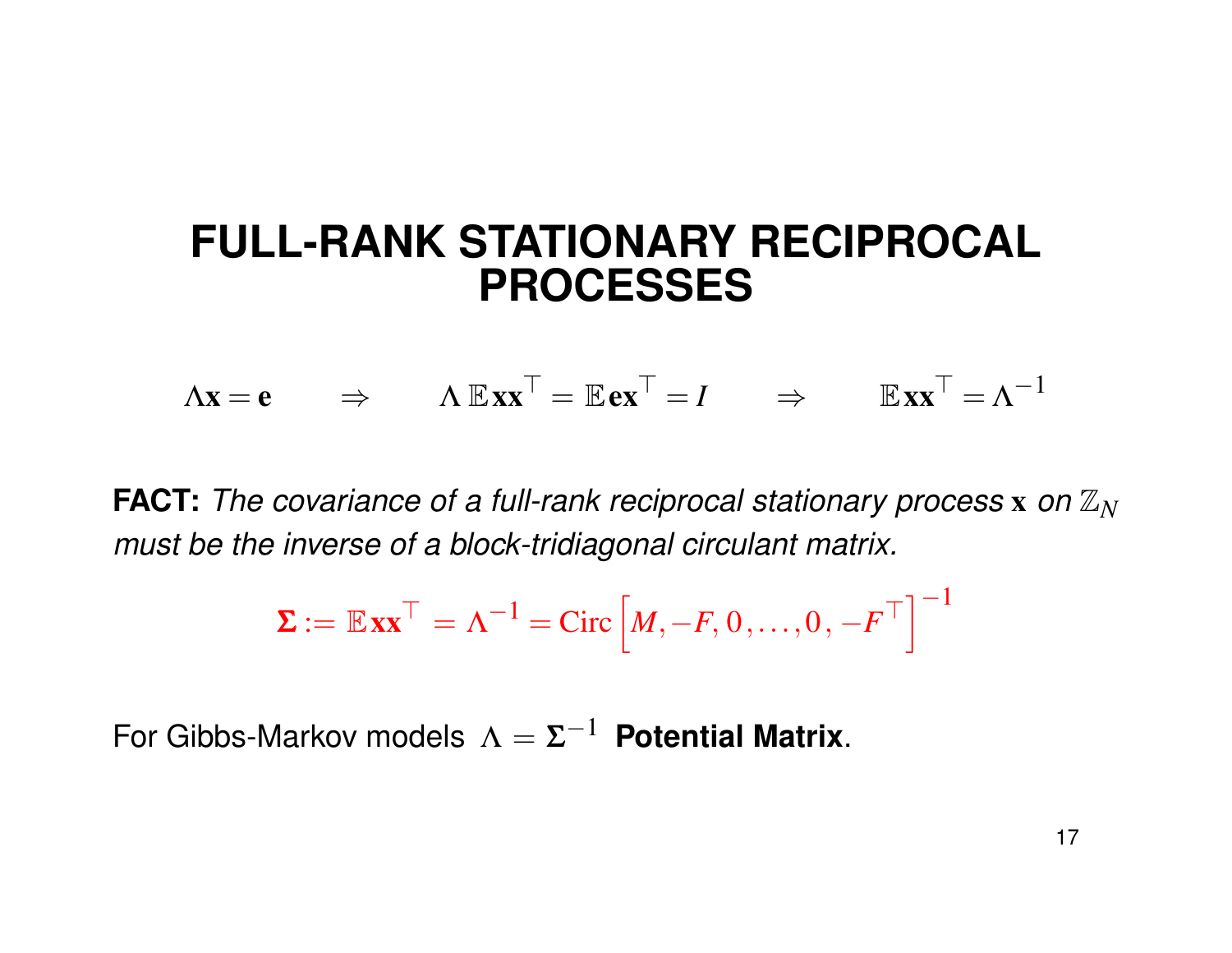# FULL-RANK STATIONARY RECIPROCAL PROCESSES

$$\Lambda \mathbf{x} = \mathbf{e} \qquad \Rightarrow \qquad \Lambda \, \mathbb{E}\mathbf{x}\mathbf{x}^\top = \mathbb{E}\mathbf{e}\mathbf{x}^\top = I \qquad \Rightarrow \qquad \mathbb{E}\mathbf{x}\mathbf{x}^\top = \Lambda^{-1}$$

**FACT:** *The covariance of a full-rank reciprocal stationary process* $\mathbf{x}$ *on* $\mathbb{Z}_N$ *must be the inverse of a block-tridiagonal circulant matrix.*

$$\mathbf{\Sigma} := \mathbb{E}\mathbf{x}\mathbf{x}^\top = \Lambda^{-1} = \mathrm{Circ}\left[M, -F, 0, \ldots, 0, -F^\top\right]^{-1}$$

For Gibbs-Markov models $\Lambda = \mathbf{\Sigma}^{-1}$ **Potential Matrix**.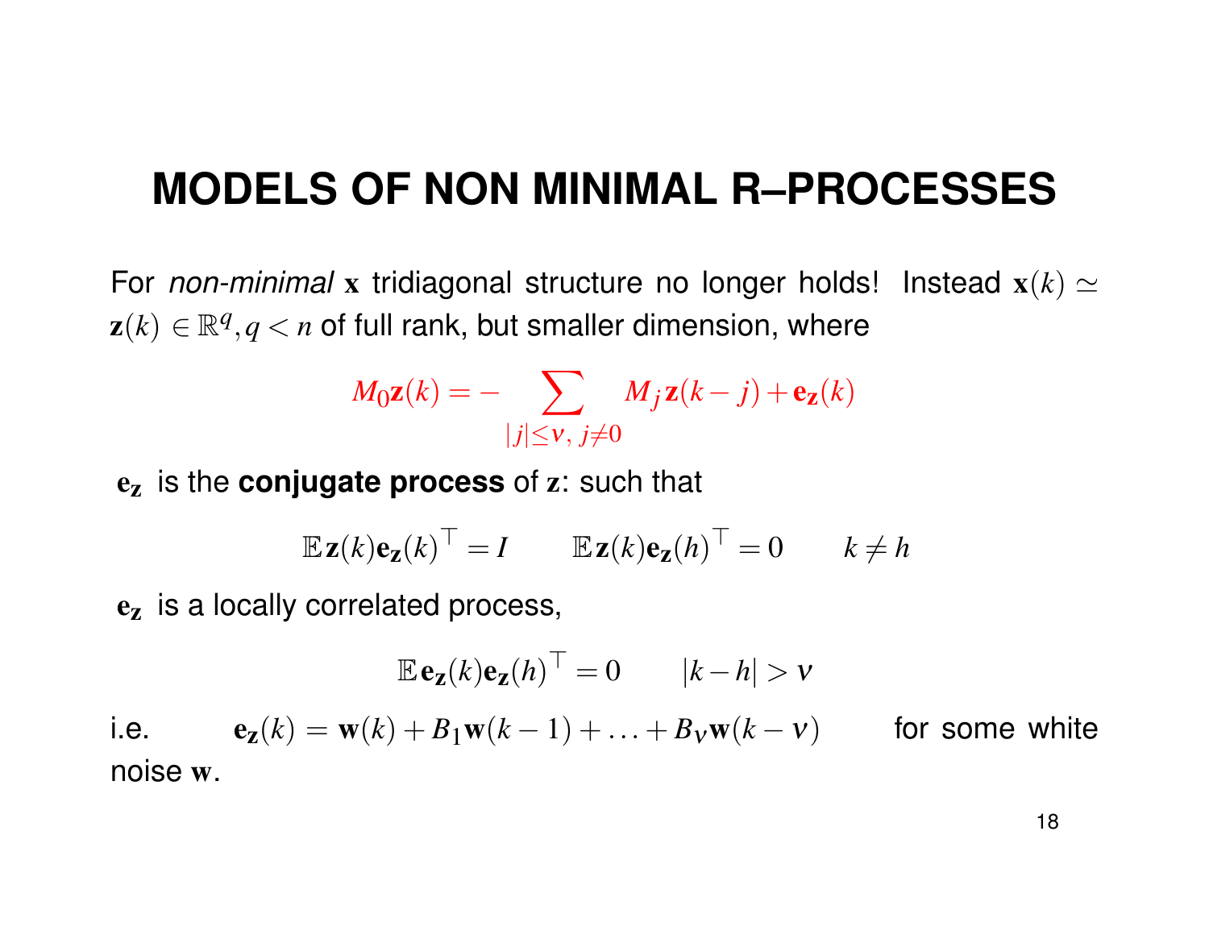# MODELS OF NON MINIMAL R–PROCESSES

For *non-minimal* $\mathbf{x}$ tridiagonal structure no longer holds! Instead $\mathbf{x}(k) \simeq \mathbf{z}(k) \in \mathbb{R}^q, q < n$ of full rank, but smaller dimension, where

$$M_0 \mathbf{z}(k) = -\sum_{|j| \leq \nu,\, j \neq 0} M_j \mathbf{z}(k-j) + \mathbf{e_z}(k)$$

$\mathbf{e_z}$ is the **conjugate process** of $\mathbf{z}$: such that

$$\mathbb{E}\, \mathbf{z}(k) \mathbf{e_z}(k)^\top = I \qquad \mathbb{E}\, \mathbf{z}(k) \mathbf{e_z}(h)^\top = 0 \qquad k \neq h$$

$\mathbf{e_z}$ is a locally correlated process,

$$\mathbb{E}\, \mathbf{e_z}(k) \mathbf{e_z}(h)^\top = 0 \qquad |k-h| > \nu$$

i.e. $\quad \mathbf{e_z}(k) = \mathbf{w}(k) + B_1 \mathbf{w}(k-1) + \ldots + B_\nu \mathbf{w}(k-\nu) \quad$ for some white noise $\mathbf{w}$.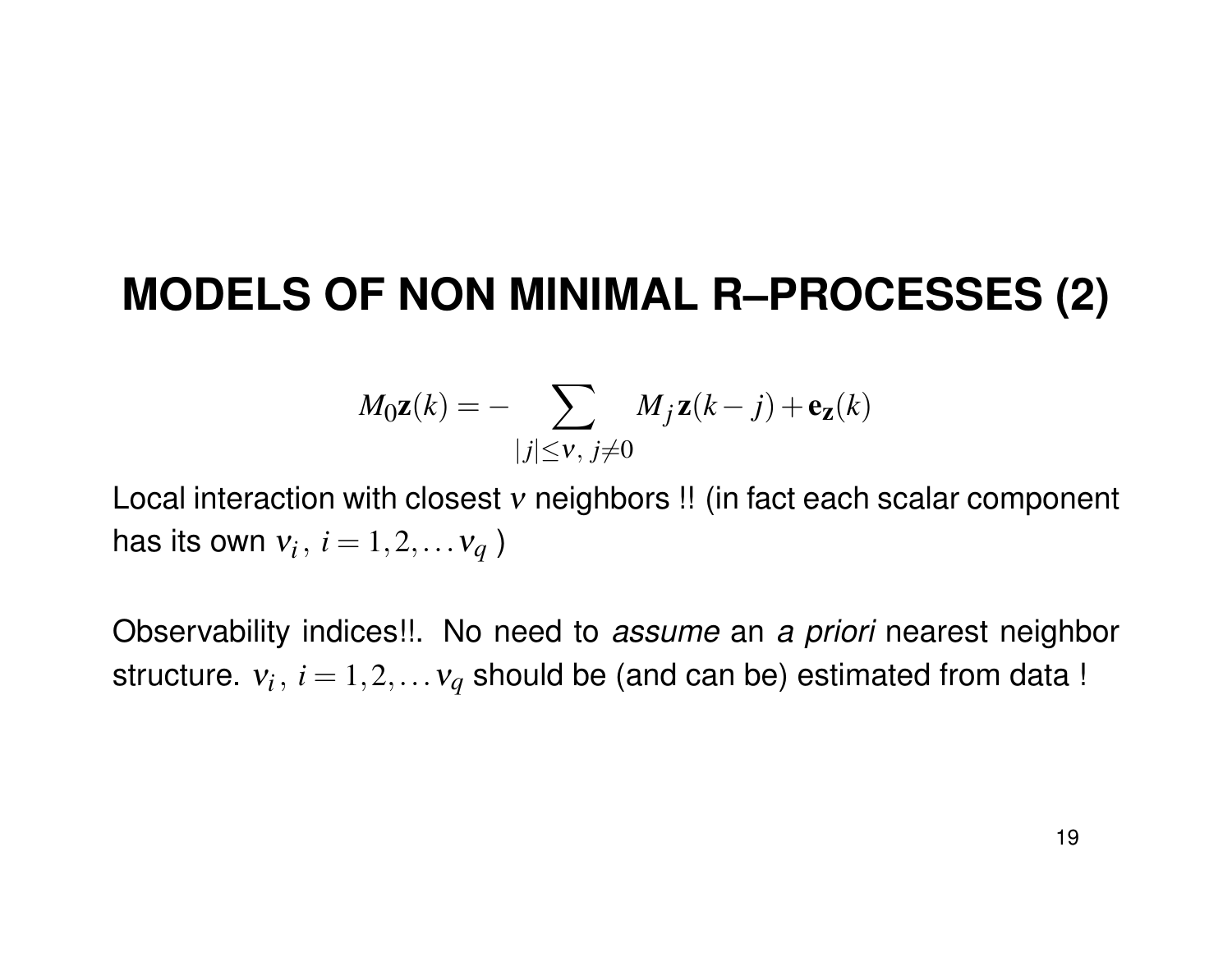# MODELS OF NON MINIMAL R–PROCESSES (2)

$$M_0 \mathbf{z}(k) = - \sum_{|j| \leq \nu,\ j \neq 0} M_j \mathbf{z}(k-j) + \mathbf{e}_{\mathbf{z}}(k)$$

Local interaction with closest $\nu$ neighbors !! (in fact each scalar component has its own $\nu_i,\ i = 1, 2, \ldots \nu_q$ )

Observability indices!!. No need to *assume* an *a priori* nearest neighbor structure. $\nu_i,\ i = 1, 2, \ldots \nu_q$ should be (and can be) estimated from data !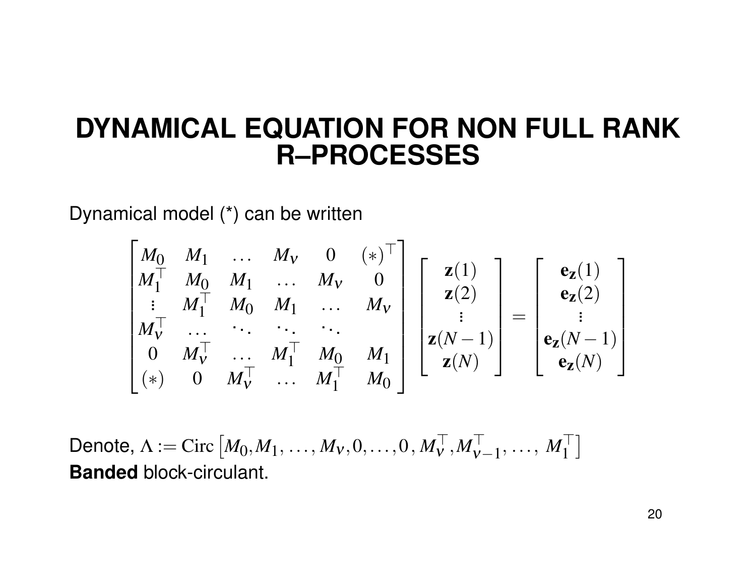# DYNAMICAL EQUATION FOR NON FULL RANK R–PROCESSES

Dynamical model (*) can be written

$$
\begin{bmatrix}
M_0 & M_1 & \dots & M_\nu & 0 & (*)^\top \\
M_1^\top & M_0 & M_1 & \dots & M_\nu & 0 \\
\vdots & M_1^\top & M_0 & M_1 & \dots & M_\nu \\
M_\nu^\top & \dots & \ddots & \ddots & \ddots & \\
0 & M_\nu^\top & \dots & M_1^\top & M_0 & M_1 \\
(*) & 0 & M_\nu^\top & \dots & M_1^\top & M_0
\end{bmatrix}
\begin{bmatrix}
\mathbf{z}(1) \\ \mathbf{z}(2) \\ \vdots \\ \mathbf{z}(N-1) \\ \mathbf{z}(N)
\end{bmatrix}
=
\begin{bmatrix}
\mathbf{e_z}(1) \\ \mathbf{e_z}(2) \\ \vdots \\ \mathbf{e_z}(N-1) \\ \mathbf{e_z}(N)
\end{bmatrix}
$$

Denote, $\Lambda := \mathrm{Circ}\left[M_0, M_1, \dots, M_\nu, 0, \dots, 0\, , M_\nu^\top, M_{\nu-1}^\top, \dots,\ M_1^\top\right]$
**Banded** block-circulant.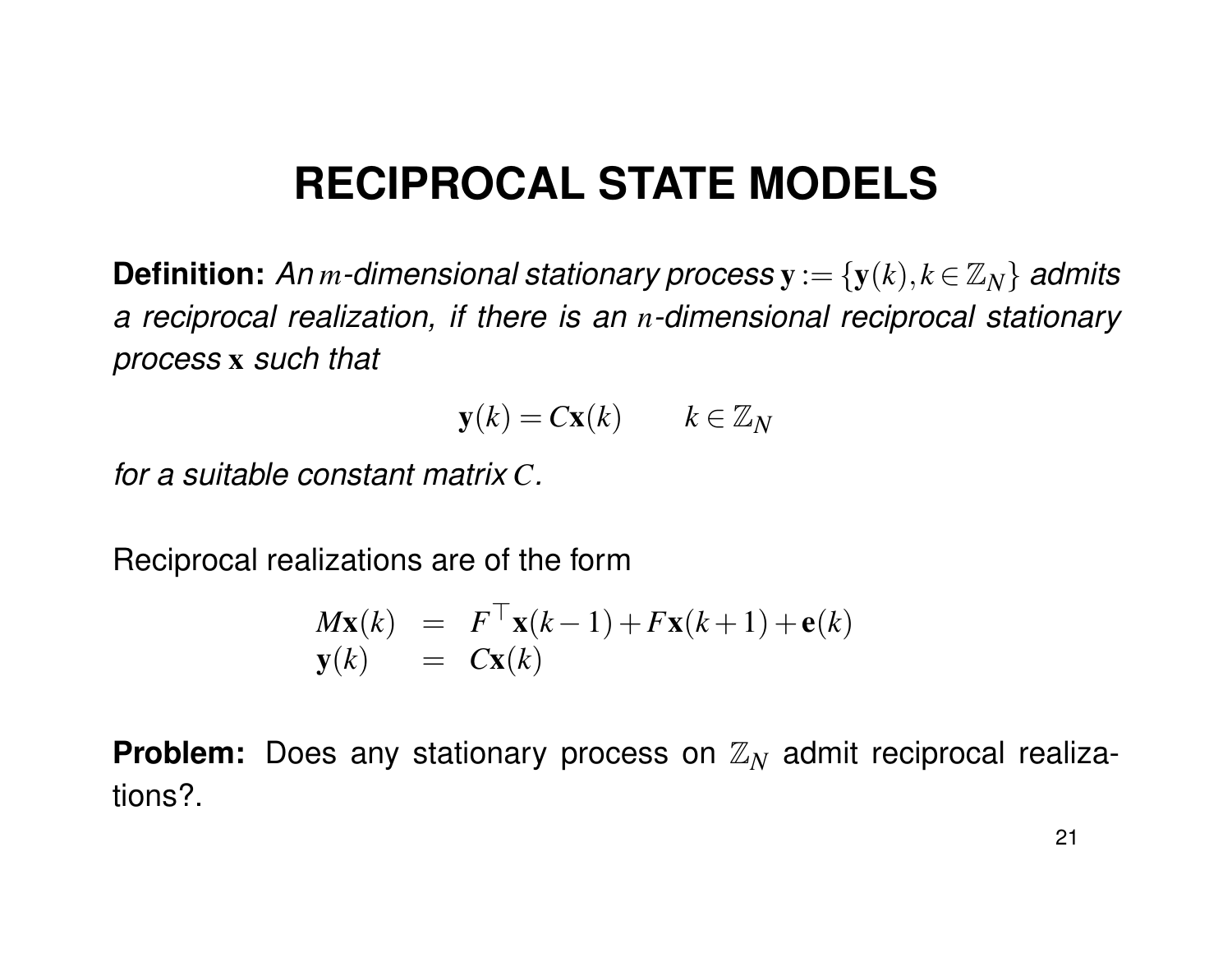# RECIPROCAL STATE MODELS

**Definition:** *An $m$-dimensional stationary process $\mathbf{y} := \{\mathbf{y}(k), k \in \mathbb{Z}_N\}$ admits a reciprocal realization, if there is an $n$-dimensional reciprocal stationary process $\mathbf{x}$ such that*

$$\mathbf{y}(k) = C\mathbf{x}(k) \qquad k \in \mathbb{Z}_N$$

*for a suitable constant matrix $C$.*

Reciprocal realizations are of the form

$$\begin{aligned} M\mathbf{x}(k) &= F^{\top}\mathbf{x}(k-1) + F\mathbf{x}(k+1) + \mathbf{e}(k) \\ \mathbf{y}(k) &= C\mathbf{x}(k) \end{aligned}$$

**Problem:** Does any stationary process on $\mathbb{Z}_N$ admit reciprocal realizations?.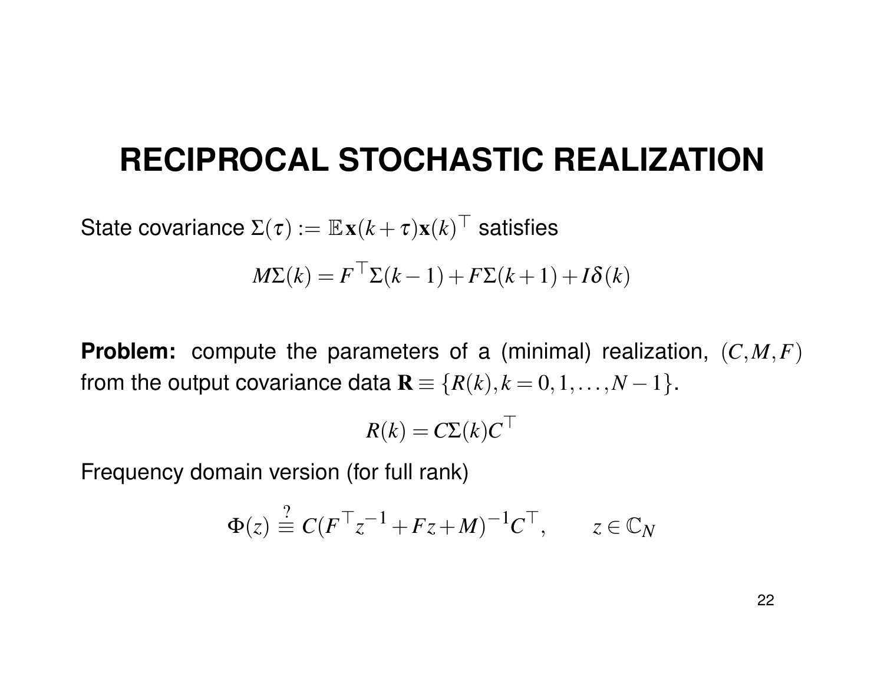# RECIPROCAL STOCHASTIC REALIZATION

State covariance $\Sigma(\tau) := \mathbb{E}\,\mathbf{x}(k+\tau)\mathbf{x}(k)^\top$ satisfies

$$M\Sigma(k) = F^\top \Sigma(k-1) + F\Sigma(k+1) + I\delta(k)$$

**Problem:** compute the parameters of a (minimal) realization, $(C, M, F)$ from the output covariance data $\mathbf{R} \equiv \{R(k), k = 0, 1, \ldots, N-1\}$.

$$R(k) = C\Sigma(k)C^\top$$

Frequency domain version (for full rank)

$$\Phi(z) \overset{?}{\equiv} C(F^\top z^{-1} + Fz + M)^{-1} C^\top, \qquad z \in \mathbb{C}_N$$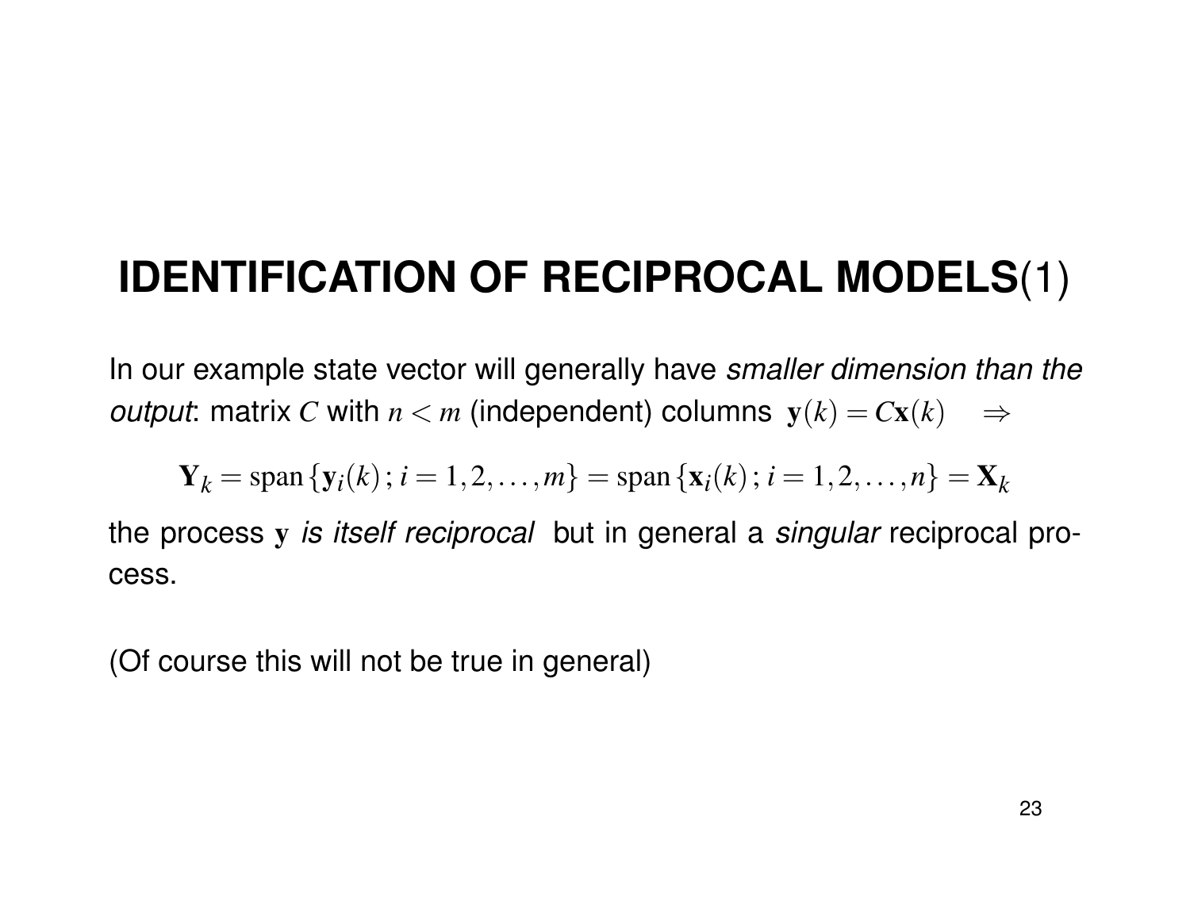# IDENTIFICATION OF RECIPROCAL MODELS(1)

In our example state vector will generally have *smaller dimension than the output*: matrix $C$ with $n < m$ (independent) columns $\mathbf{y}(k) = C\mathbf{x}(k) \quad \Rightarrow$

$$\mathbf{Y}_k = \operatorname{span}\{\mathbf{y}_i(k)\,;\, i = 1, 2, \ldots, m\} = \operatorname{span}\{\mathbf{x}_i(k)\,;\, i = 1, 2, \ldots, n\} = \mathbf{X}_k$$

the process $\mathbf{y}$ *is itself reciprocal* but in general a *singular* reciprocal process.

(Of course this will not be true in general)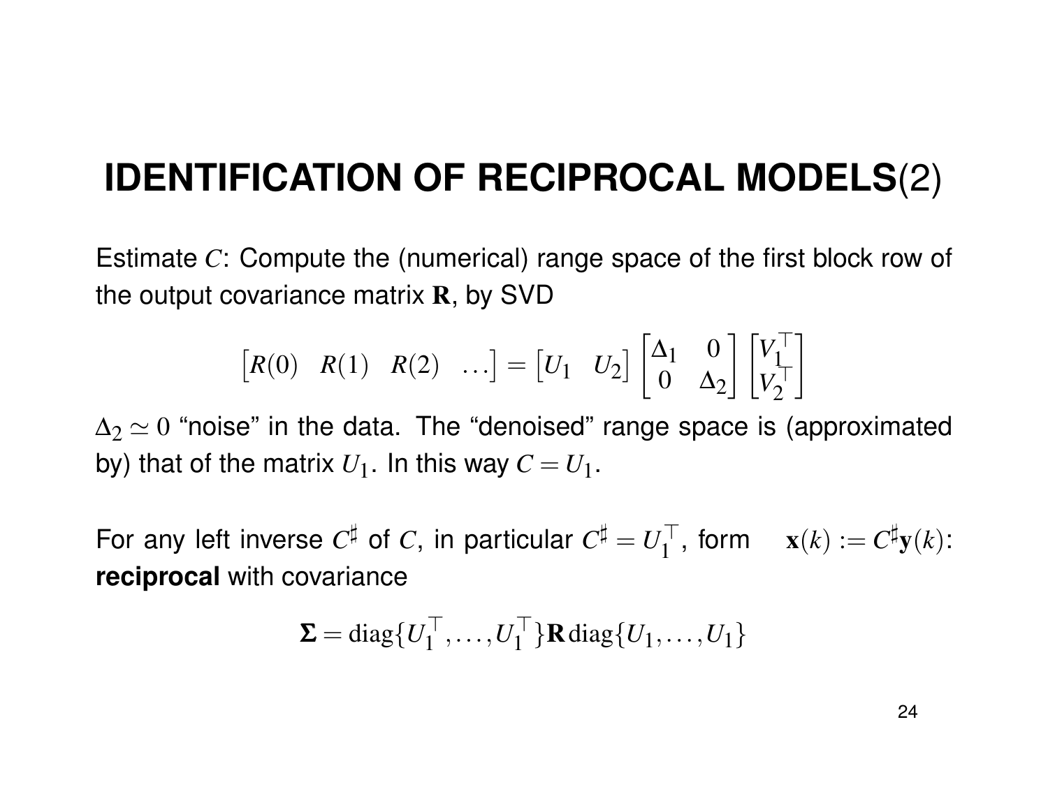# **IDENTIFICATION OF RECIPROCAL MODELS**(2)

Estimate $C$: Compute the (numerical) range space of the first block row of the output covariance matrix $\mathbf{R}$, by SVD

$$\begin{bmatrix} R(0) & R(1) & R(2) & \dots \end{bmatrix} = \begin{bmatrix} U_1 & U_2 \end{bmatrix} \begin{bmatrix} \Delta_1 & 0 \\ 0 & \Delta_2 \end{bmatrix} \begin{bmatrix} V_1^\top \\ V_2^\top \end{bmatrix}$$

$\Delta_2 \simeq 0$ "noise" in the data. The "denoised" range space is (approximated by) that of the matrix $U_1$. In this way $C = U_1$.

For any left inverse $C^\sharp$ of $C$, in particular $C^\sharp = U_1^\top$, form $\quad \mathbf{x}(k) := C^\sharp \mathbf{y}(k)$: **reciprocal** with covariance

$$\boldsymbol{\Sigma} = \operatorname{diag}\{U_1^\top, \dots, U_1^\top\} \mathbf{R} \operatorname{diag}\{U_1, \dots, U_1\}$$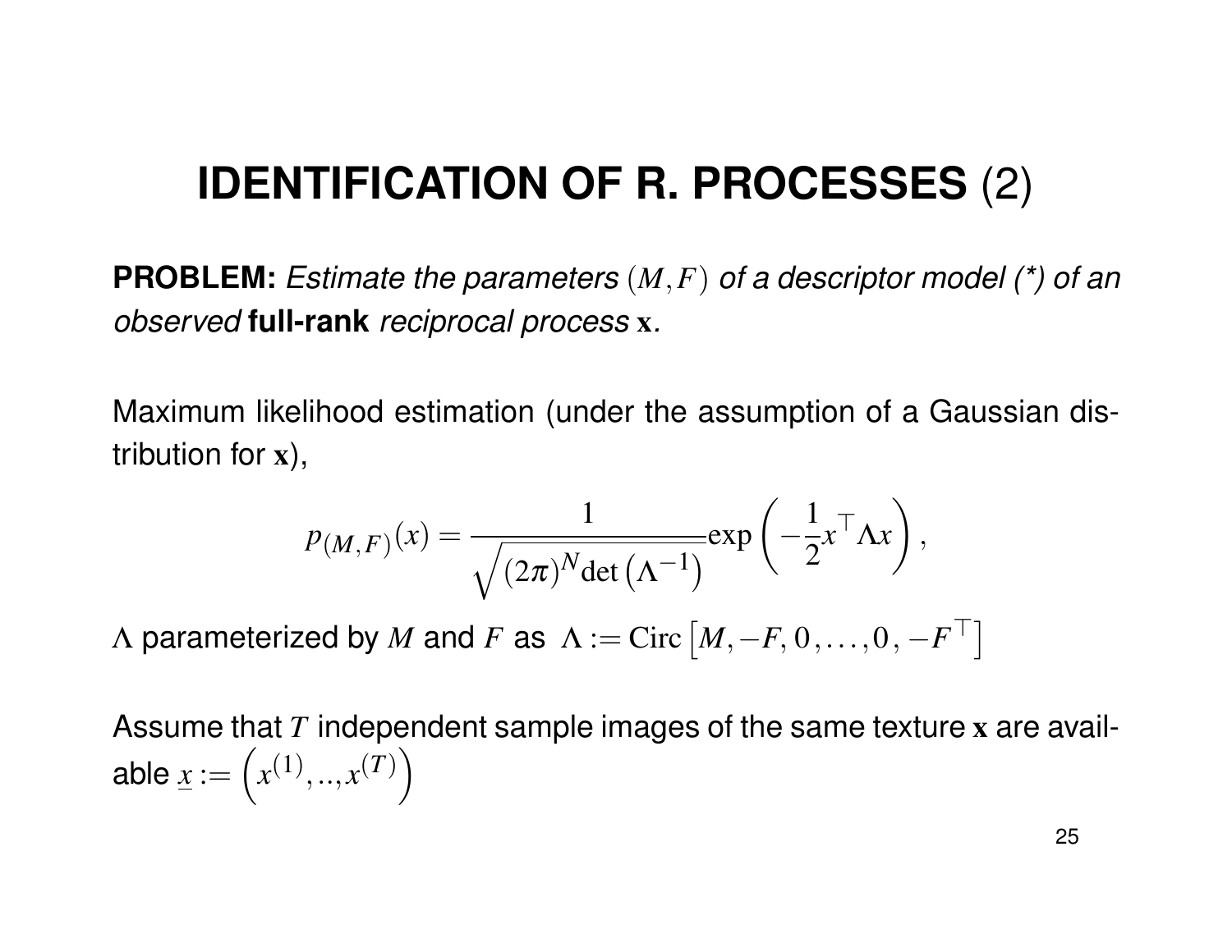# IDENTIFICATION OF R. PROCESSES (2)

**PROBLEM:** *Estimate the parameters $(M, F)$ of a descriptor model (*) of an observed* **full-rank** *reciprocal process* $\mathbf{x}$.

Maximum likelihood estimation (under the assumption of a Gaussian distribution for $\mathbf{x}$),

$$p_{(M,F)}(x) = \frac{1}{\sqrt{(2\pi)^N \det\left(\Lambda^{-1}\right)}} \exp\left(-\frac{1}{2} x^\top \Lambda x\right),$$

$\Lambda$ parameterized by $M$ and $F$ as $\Lambda := \mathrm{Circ}\left[M, -F, 0, \ldots, 0, -F^\top\right]$

Assume that $T$ independent sample images of the same texture $\mathbf{x}$ are available $\underline{x} := \left(x^{(1)}, .., x^{(T)}\right)$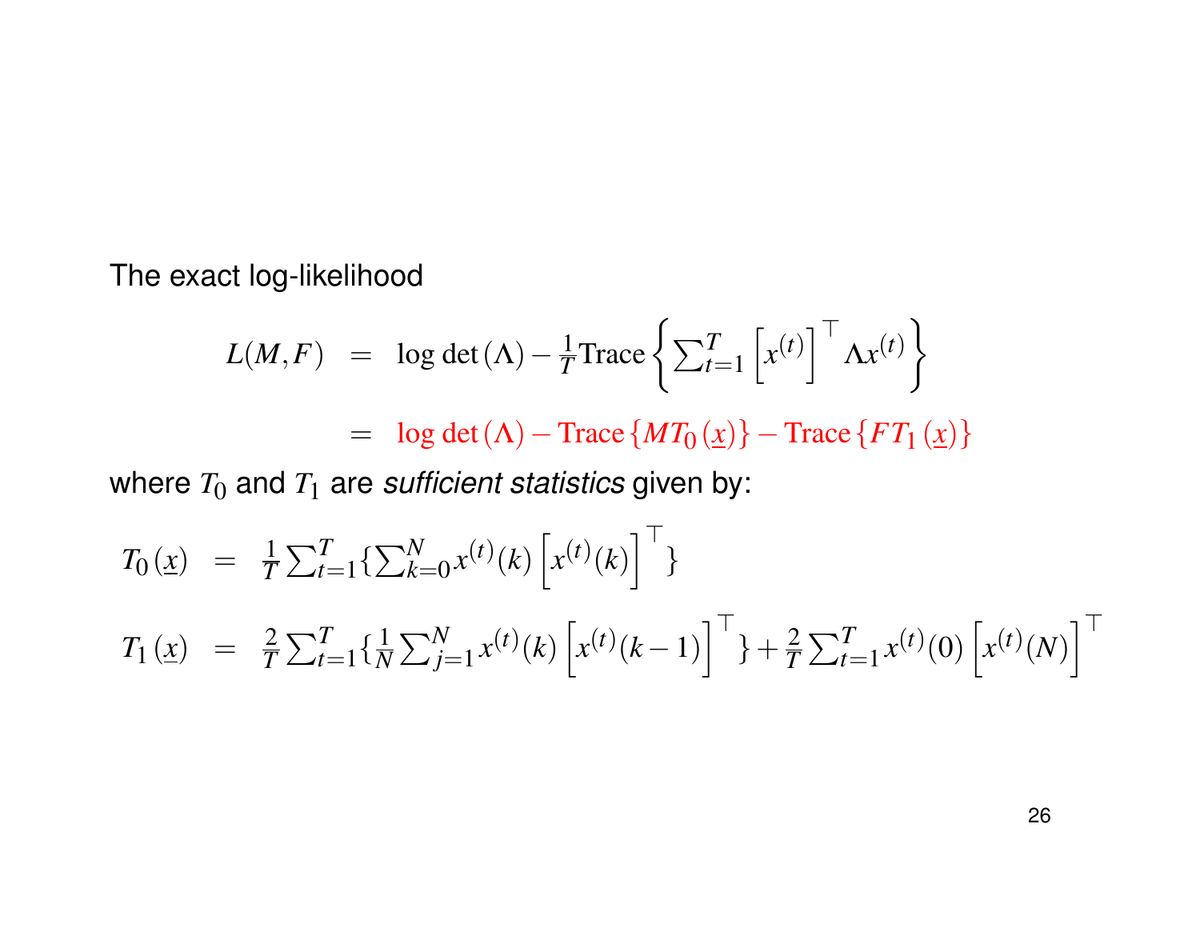The exact log-likelihood

$$
\begin{aligned}
L(M,F) &= \log\det(\Lambda) - \tfrac{1}{T}\mathrm{Trace}\left\{\textstyle\sum_{t=1}^{T}\left[x^{(t)}\right]^{\top}\Lambda x^{(t)}\right\} \\
&= \log\det(\Lambda) - \mathrm{Trace}\left\{MT_0\left(\underline{x}\right)\right\} - \mathrm{Trace}\left\{FT_1\left(\underline{x}\right)\right\}
\end{aligned}
$$

where $T_0$ and $T_1$ are *sufficient statistics* given by:

$$
\begin{aligned}
T_0\left(\underline{x}\right) &= \tfrac{1}{T}\textstyle\sum_{t=1}^{T}\{\sum_{k=0}^{N}x^{(t)}(k)\left[x^{(t)}(k)\right]^{\top}\} \\
T_1\left(\underline{x}\right) &= \tfrac{2}{T}\textstyle\sum_{t=1}^{T}\{\tfrac{1}{N}\sum_{j=1}^{N}x^{(t)}(k)\left[x^{(t)}(k-1)\right]^{\top}\} + \tfrac{2}{T}\sum_{t=1}^{T}x^{(t)}(0)\left[x^{(t)}(N)\right]^{\top}
\end{aligned}
$$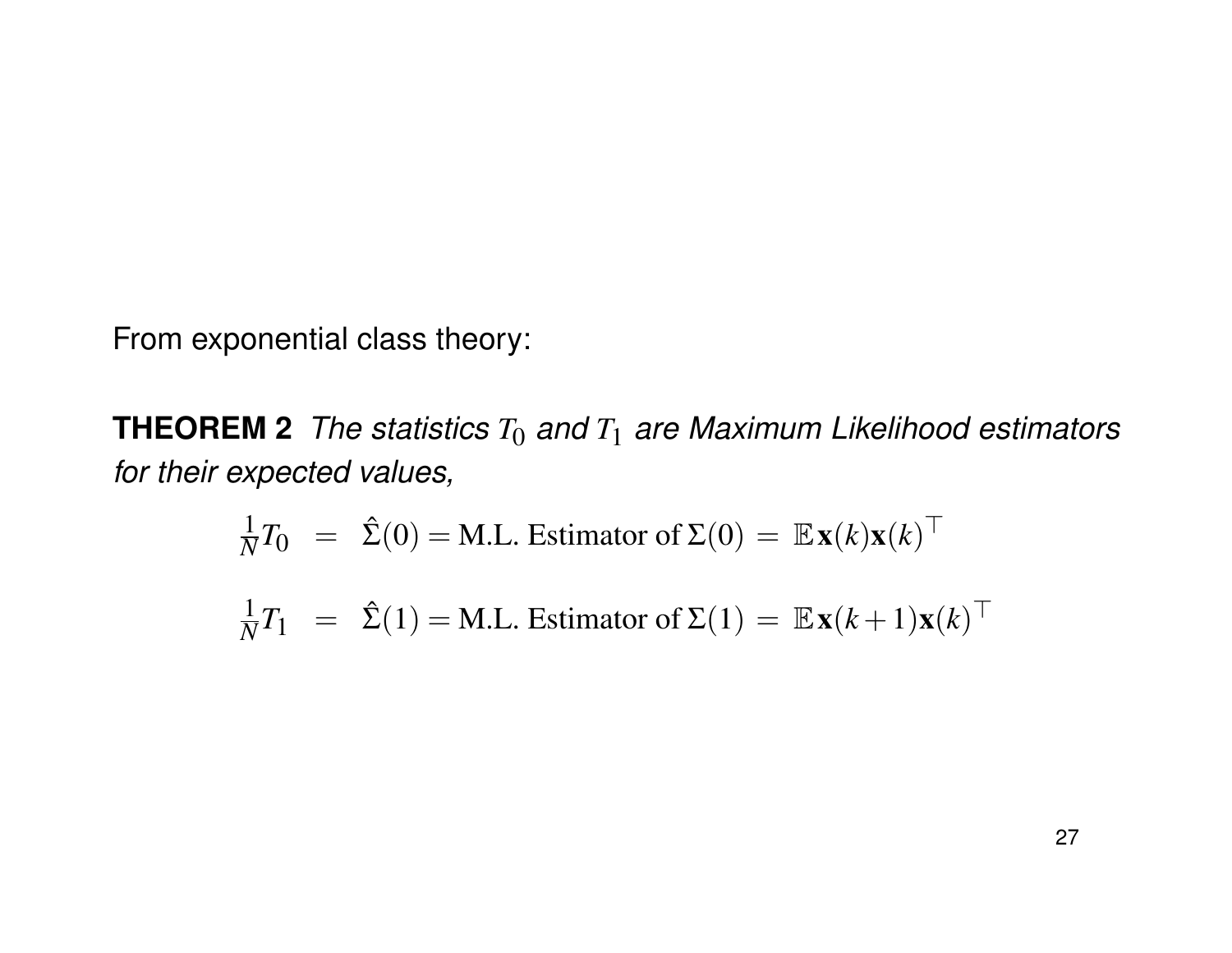From exponential class theory:

**THEOREM 2** *The statistics $T_0$ and $T_1$ are Maximum Likelihood estimators for their expected values,*

$$
\begin{aligned}
\tfrac{1}{N}T_0 &= \hat{\Sigma}(0) = \text{M.L. Estimator of } \Sigma(0) = \mathbb{E}\,\mathbf{x}(k)\mathbf{x}(k)^\top \\
\tfrac{1}{N}T_1 &= \hat{\Sigma}(1) = \text{M.L. Estimator of } \Sigma(1) = \mathbb{E}\,\mathbf{x}(k+1)\mathbf{x}(k)^\top
\end{aligned}
$$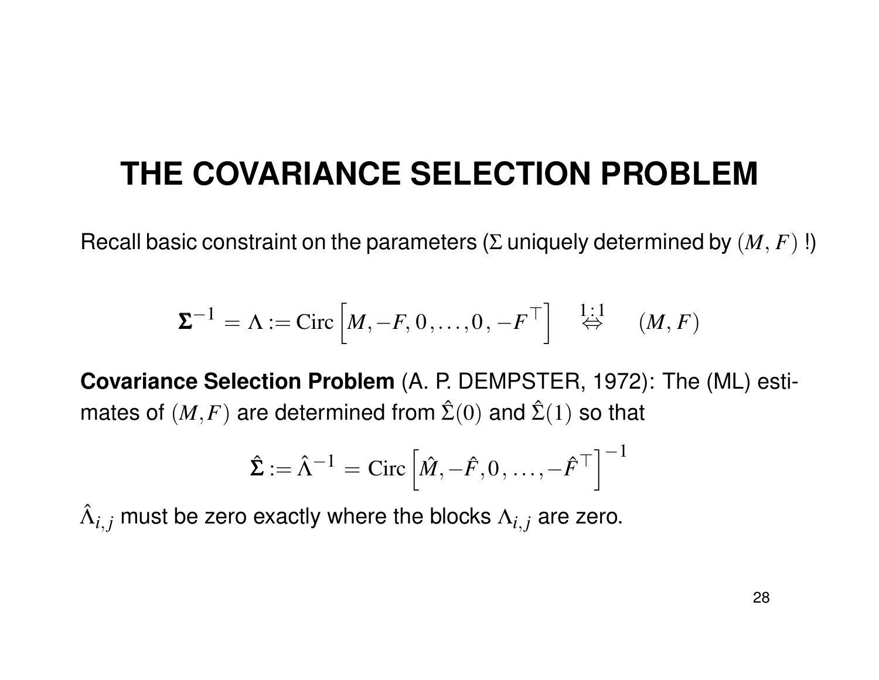# THE COVARIANCE SELECTION PROBLEM

Recall basic constraint on the parameters ($\Sigma$ uniquely determined by $(M, F)$ !)

$$\mathbf{\Sigma}^{-1} = \Lambda := \mathrm{Circ}\left[M, -F, 0, \ldots, 0, -F^{\top}\right] \quad \overset{1:1}{\Leftrightarrow} \quad (M, F)$$

**Covariance Selection Problem** (A. P. DEMPSTER, 1972): The (ML) estimates of $(M,F)$ are determined from $\hat{\Sigma}(0)$ and $\hat{\Sigma}(1)$ so that

$$\hat{\mathbf{\Sigma}} := \hat{\Lambda}^{-1} = \mathrm{Circ}\left[\hat{M}, -\hat{F}, 0, \ldots, -\hat{F}^{\top}\right]^{-1}$$

$\hat{\Lambda}_{i,j}$ must be zero exactly where the blocks $\Lambda_{i,j}$ are zero.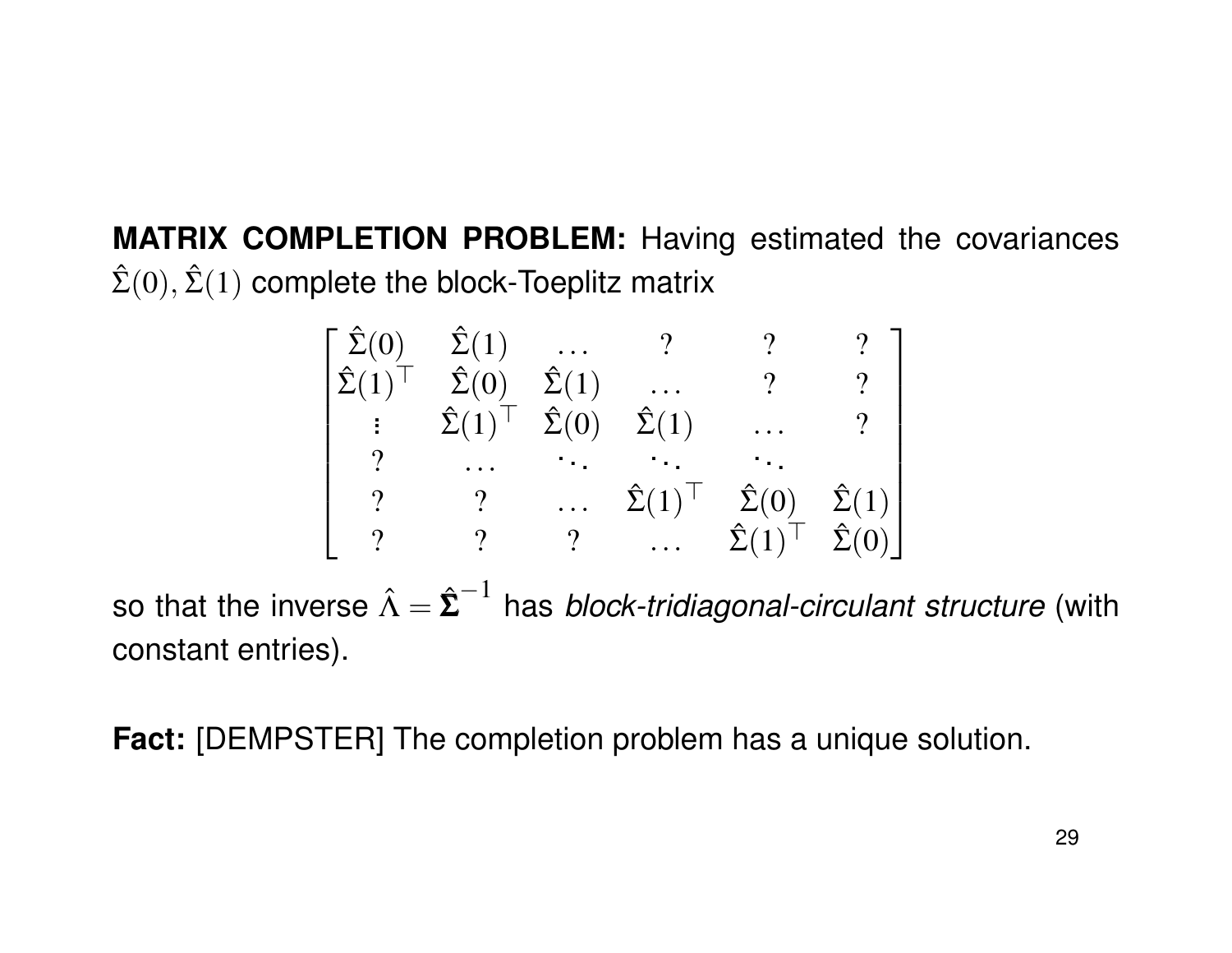**MATRIX COMPLETION PROBLEM:** Having estimated the covariances $\hat{\Sigma}(0), \hat{\Sigma}(1)$ complete the block-Toeplitz matrix

$$
\begin{bmatrix}
\hat{\Sigma}(0) & \hat{\Sigma}(1) & \dots & ? & ? & ? \\
\hat{\Sigma}(1)^\top & \hat{\Sigma}(0) & \hat{\Sigma}(1) & \dots & ? & ? \\
\vdots & \hat{\Sigma}(1)^\top & \hat{\Sigma}(0) & \hat{\Sigma}(1) & \dots & ? \\
? & \dots & \ddots & \ddots & \ddots & \\
? & ? & \dots & \hat{\Sigma}(1)^\top & \hat{\Sigma}(0) & \hat{\Sigma}(1) \\
? & ? & ? & \dots & \hat{\Sigma}(1)^\top & \hat{\Sigma}(0)
\end{bmatrix}
$$

so that the inverse $\hat{\Lambda} = \hat{\mathbf{\Sigma}}^{-1}$ has *block-tridiagonal-circulant structure* (with constant entries).

**Fact:** [DEMPSTER] The completion problem has a unique solution.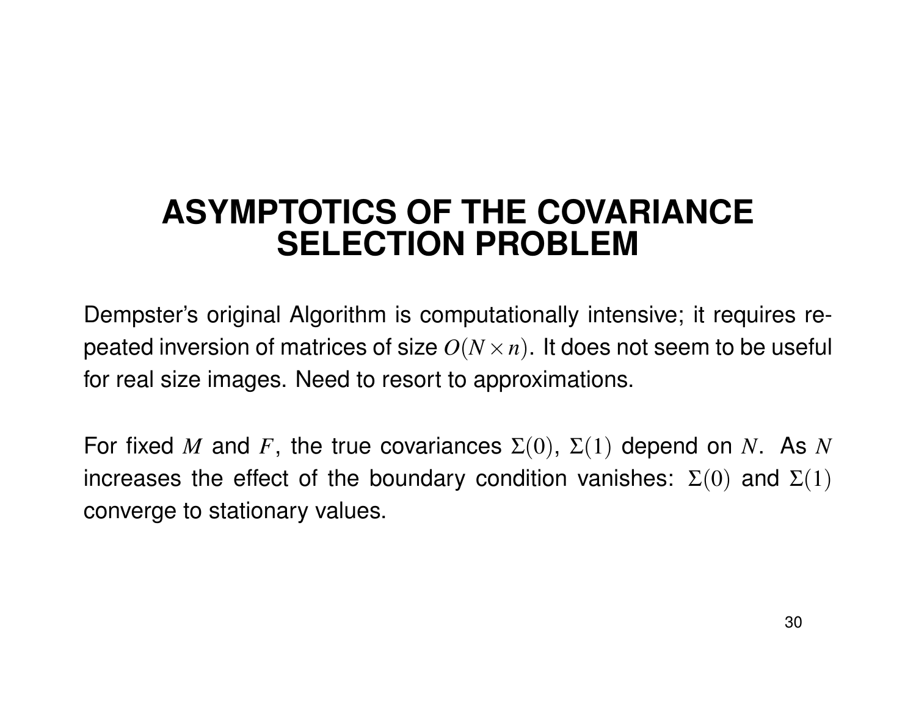# ASYMPTOTICS OF THE COVARIANCE SELECTION PROBLEM

Dempster's original Algorithm is computationally intensive; it requires repeated inversion of matrices of size $O(N \times n)$. It does not seem to be useful for real size images. Need to resort to approximations.

For fixed $M$ and $F$, the true covariances $\Sigma(0)$, $\Sigma(1)$ depend on $N$. As $N$ increases the effect of the boundary condition vanishes: $\Sigma(0)$ and $\Sigma(1)$ converge to stationary values.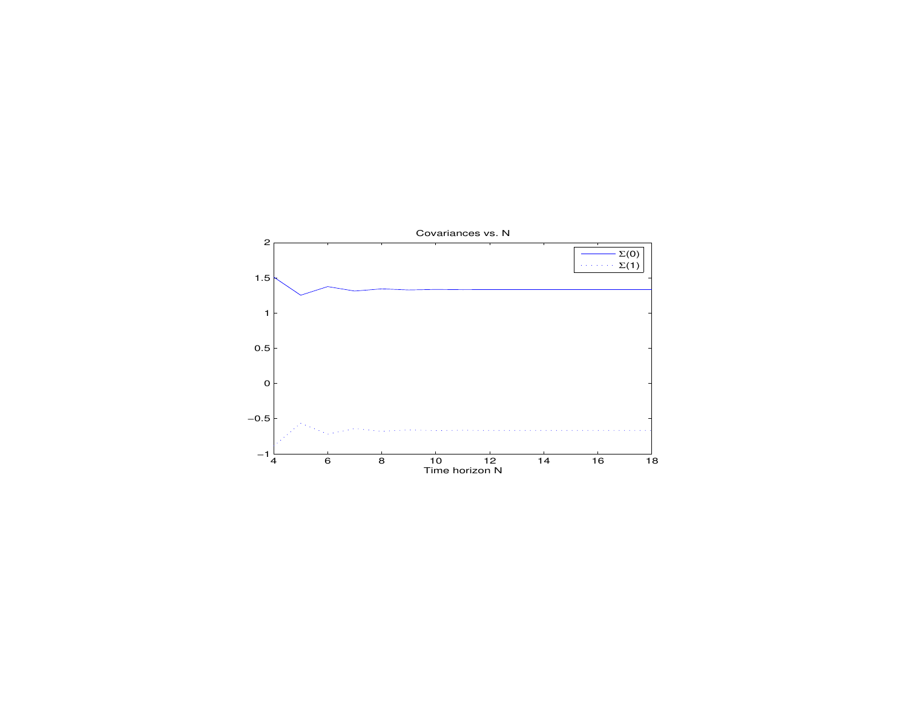Covariances vs. N

Σ(0)

Σ(1)

Time horizon N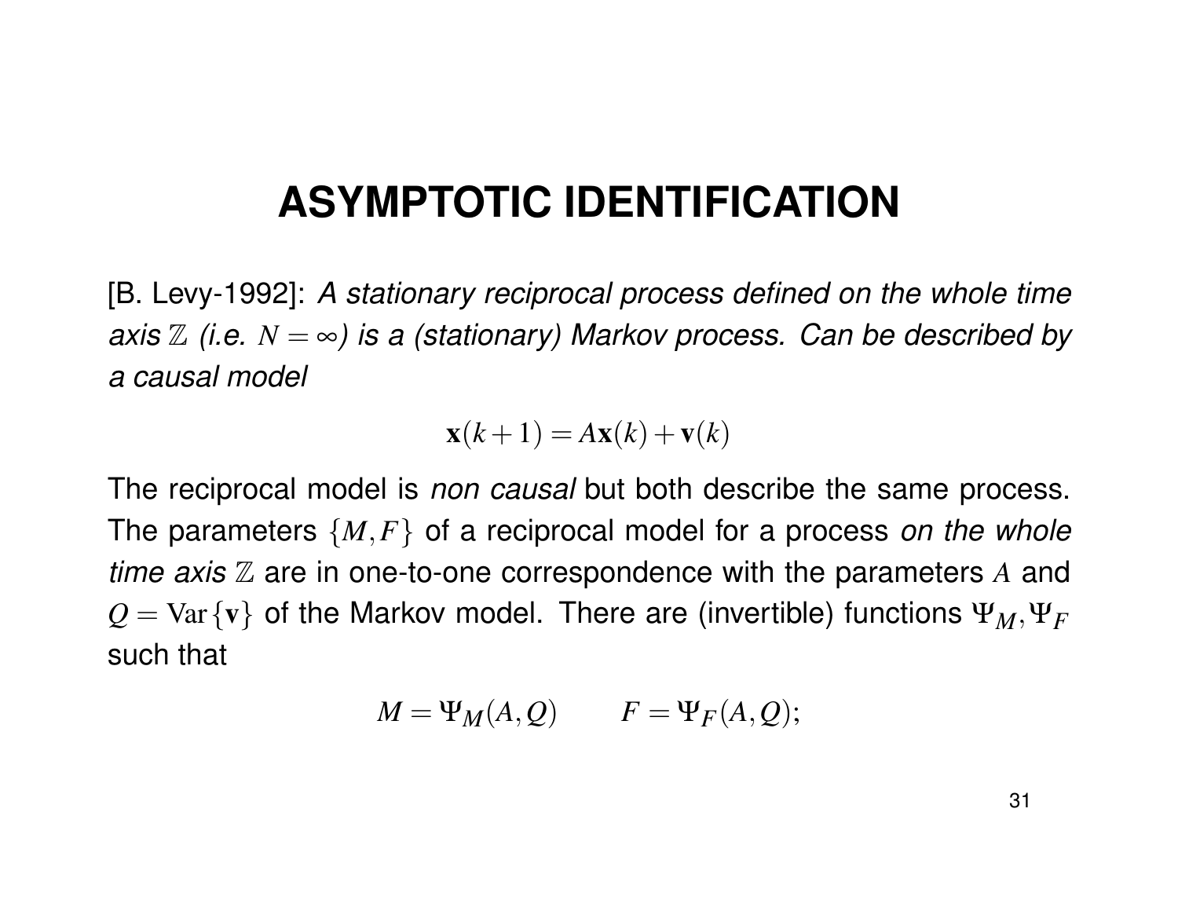# ASYMPTOTIC IDENTIFICATION

[B. Levy-1992]: *A stationary reciprocal process defined on the whole time axis $\mathbb{Z}$ (i.e. $N = \infty$) is a (stationary) Markov process. Can be described by a causal model*

$$\mathbf{x}(k+1) = A\mathbf{x}(k) + \mathbf{v}(k)$$

The reciprocal model is *non causal* but both describe the same process. The parameters $\{M, F\}$ of a reciprocal model for a process *on the whole time axis* $\mathbb{Z}$ are in one-to-one correspondence with the parameters $A$ and $Q = \mathrm{Var}\{\mathbf{v}\}$ of the Markov model. There are (invertible) functions $\Psi_M, \Psi_F$ such that

$$M = \Psi_M(A, Q) \qquad F = \Psi_F(A, Q);$$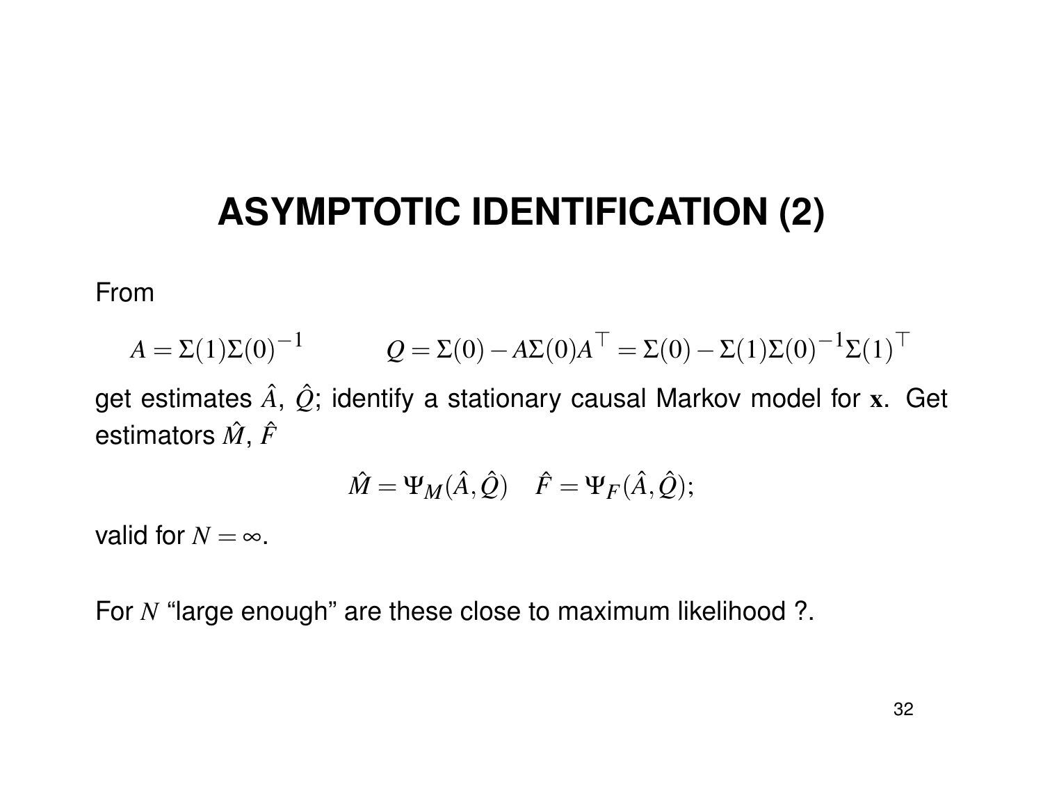# ASYMPTOTIC IDENTIFICATION (2)

From

$$A = \Sigma(1)\Sigma(0)^{-1} \qquad Q = \Sigma(0) - A\Sigma(0)A^{\top} = \Sigma(0) - \Sigma(1)\Sigma(0)^{-1}\Sigma(1)^{\top}$$

get estimates $\hat{A}$, $\hat{Q}$; identify a stationary causal Markov model for $\mathbf{x}$. Get estimators $\hat{M}$, $\hat{F}$

$$\hat{M} = \Psi_M(\hat{A}, \hat{Q}) \quad \hat{F} = \Psi_F(\hat{A}, \hat{Q});$$

valid for $N = \infty$.

For $N$ “large enough” are these close to maximum likelihood ?.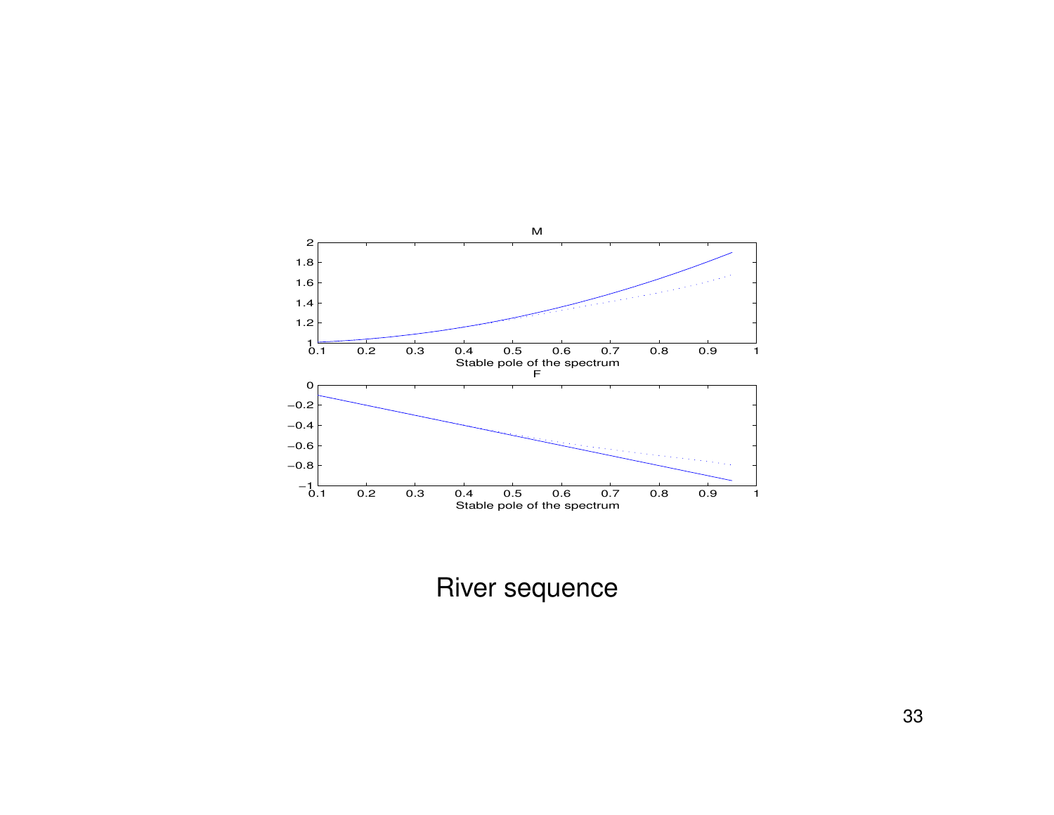River sequence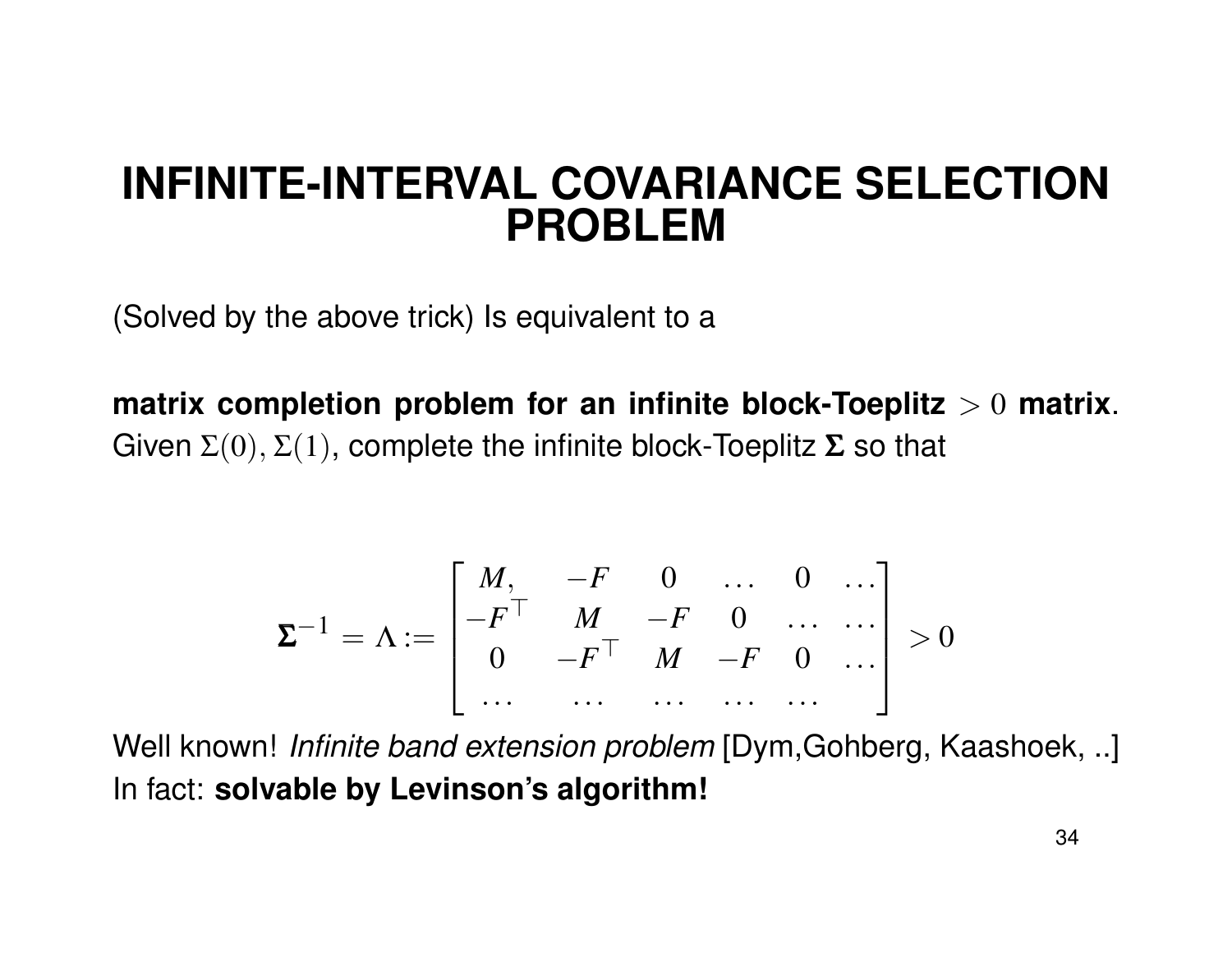# INFINITE-INTERVAL COVARIANCE SELECTION PROBLEM

(Solved by the above trick) Is equivalent to a

**matrix completion problem for an infinite block-Toeplitz $> 0$ matrix**. Given $\Sigma(0), \Sigma(1)$, complete the infinite block-Toeplitz $\boldsymbol{\Sigma}$ so that

$$
\boldsymbol{\Sigma}^{-1} = \Lambda := \begin{bmatrix} M, & -F & 0 & \dots & 0 & \dots \\ -F^\top & M & -F & 0 & \dots & \dots \\ 0 & -F^\top & M & -F & 0 & \dots \\ \dots & \dots & \dots & \dots & \dots & \end{bmatrix} > 0
$$

Well known! *Infinite band extension problem* [Dym,Gohberg, Kaashoek, ..]
In fact: **solvable by Levinson's algorithm!**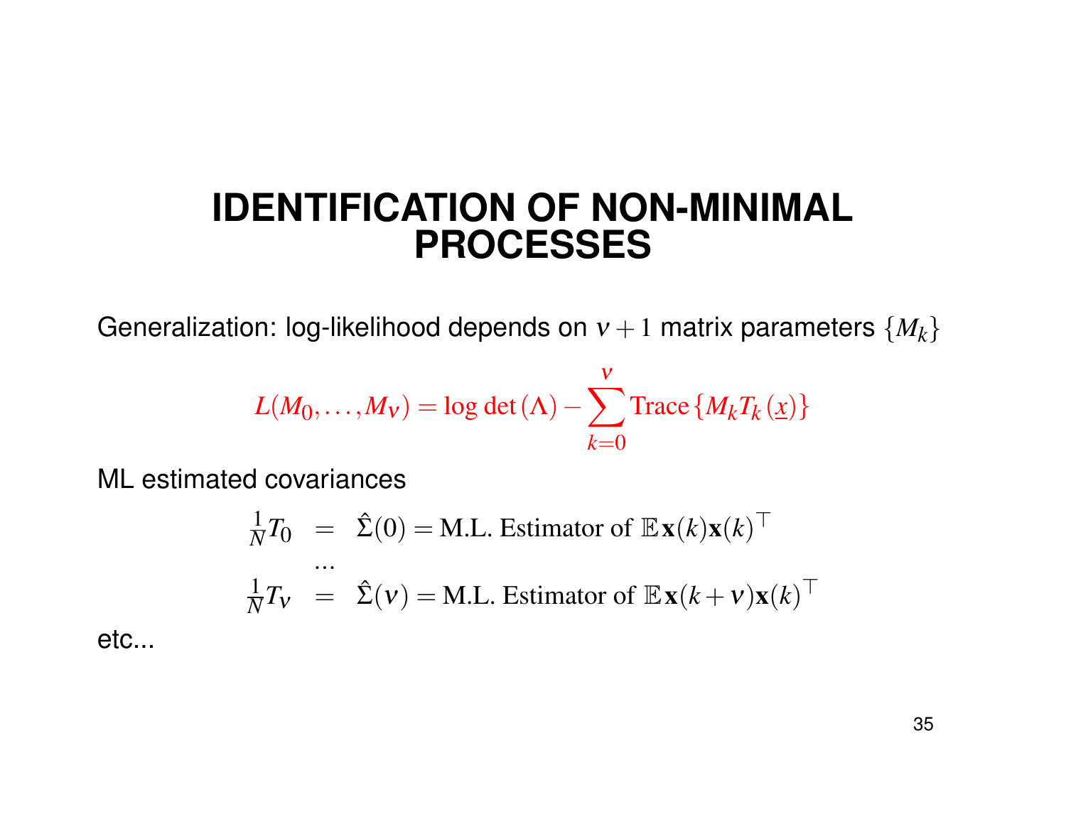# IDENTIFICATION OF NON-MINIMAL PROCESSES

Generalization: log-likelihood depends on $\nu+1$ matrix parameters $\{M_k\}$

$$L(M_0,\dots,M_\nu) = \log\det(\Lambda) - \sum_{k=0}^{\nu} \mathrm{Trace}\{M_k T_k(\underline{x})\}$$

ML estimated covariances

$$\begin{aligned}
\tfrac{1}{N}T_0 &= \hat{\Sigma}(0) = \text{M.L. Estimator of } \mathbb{E}\,\mathbf{x}(k)\mathbf{x}(k)^\top \\
&\dots \\
\tfrac{1}{N}T_\nu &= \hat{\Sigma}(\nu) = \text{M.L. Estimator of } \mathbb{E}\,\mathbf{x}(k+\nu)\mathbf{x}(k)^\top
\end{aligned}$$

etc...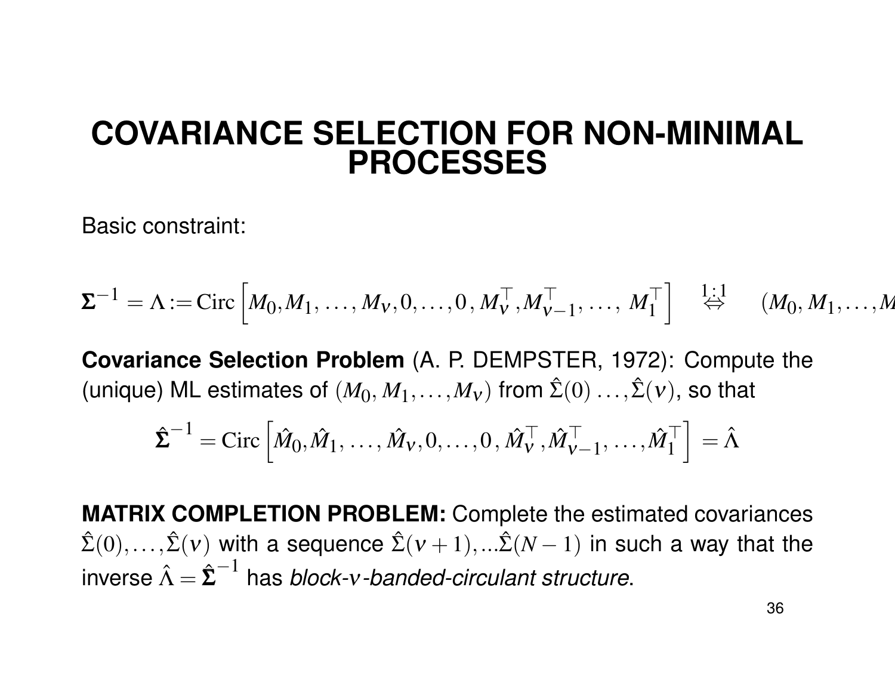# COVARIANCE SELECTION FOR NON-MINIMAL PROCESSES

Basic constraint:

$$\boldsymbol{\Sigma}^{-1} = \Lambda := \text{Circ}\left[M_0, M_1, \ldots, M_\nu, 0, \ldots, 0, M_\nu^\top, M_{\nu-1}^\top, \ldots, M_1^\top\right] \quad \overset{1:1}{\Leftrightarrow} \quad (M_0, M_1, \ldots, M$$

**Covariance Selection Problem** (A. P. DEMPSTER, 1972): Compute the (unique) ML estimates of $(M_0, M_1, \ldots, M_\nu)$ from $\hat{\Sigma}(0) \ldots, \hat{\Sigma}(\nu)$, so that

$$\hat{\boldsymbol{\Sigma}}^{-1} = \text{Circ}\left[\hat{M}_0, \hat{M}_1, \ldots, \hat{M}_\nu, 0, \ldots, 0, \hat{M}_\nu^\top, \hat{M}_{\nu-1}^\top, \ldots, \hat{M}_1^\top\right] = \hat{\Lambda}$$

**MATRIX COMPLETION PROBLEM:** Complete the estimated covariances $\hat{\Sigma}(0), \ldots, \hat{\Sigma}(\nu)$ with a sequence $\hat{\Sigma}(\nu+1), \ldots \hat{\Sigma}(N-1)$ in such a way that the inverse $\hat{\Lambda} = \hat{\boldsymbol{\Sigma}}^{-1}$ has *block-$\nu$-banded-circulant structure*.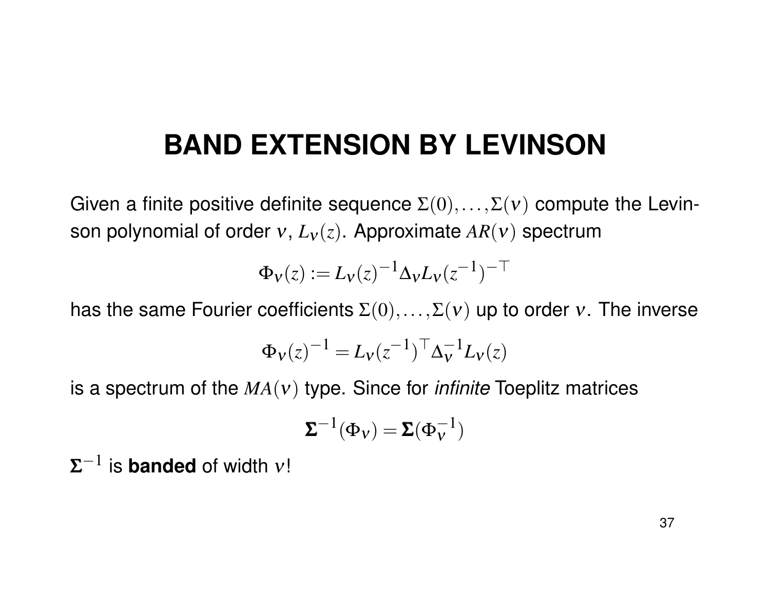# BAND EXTENSION BY LEVINSON

Given a finite positive definite sequence $\Sigma(0),\dots,\Sigma(\nu)$ compute the Levinson polynomial of order $\nu$, $L_\nu(z)$. Approximate $AR(\nu)$ spectrum

$$\Phi_\nu(z) := L_\nu(z)^{-1}\Delta_\nu L_\nu(z^{-1})^{-\top}$$

has the same Fourier coefficients $\Sigma(0),\dots,\Sigma(\nu)$ up to order $\nu$. The inverse

$$\Phi_\nu(z)^{-1} = L_\nu(z^{-1})^{\top}\Delta_\nu^{-1}L_\nu(z)$$

is a spectrum of the $MA(\nu)$ type. Since for *infinite* Toeplitz matrices

$$\mathbf{\Sigma}^{-1}(\Phi_\nu) = \mathbf{\Sigma}(\Phi_\nu^{-1})$$

$\mathbf{\Sigma}^{-1}$ is **banded** of width $\nu$!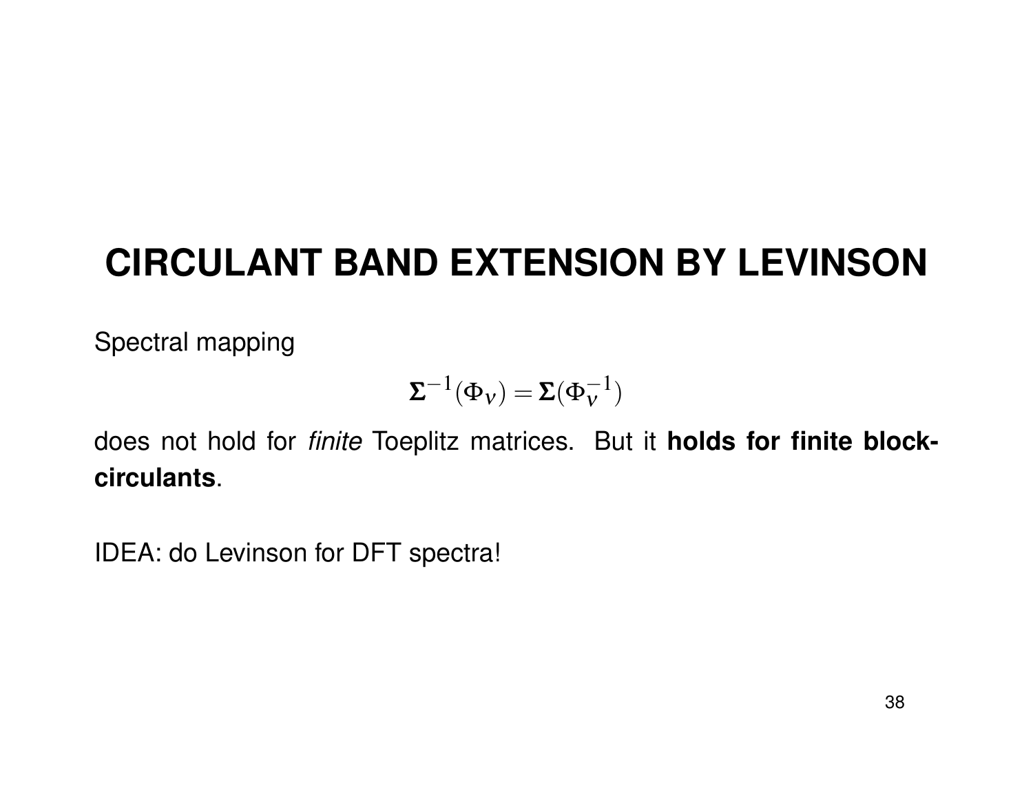# CIRCULANT BAND EXTENSION BY LEVINSON

Spectral mapping

$$\mathbf{\Sigma}^{-1}(\Phi_{\nu}) = \mathbf{\Sigma}(\Phi_{\nu}^{-1})$$

does not hold for *finite* Toeplitz matrices. But it **holds for finite block-circulants**.

IDEA: do Levinson for DFT spectra!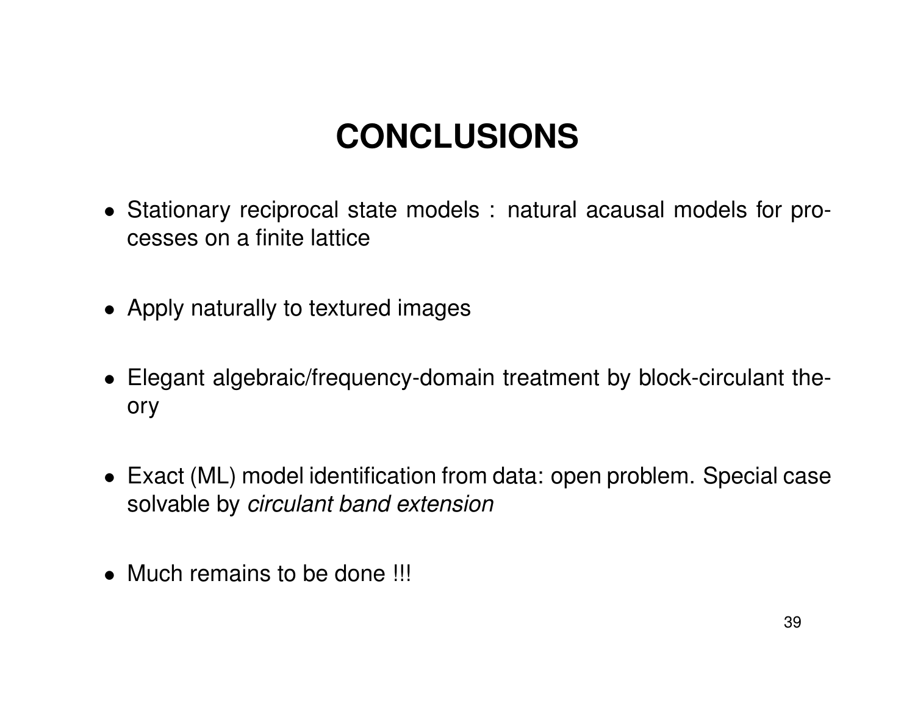# CONCLUSIONS

- Stationary reciprocal state models : natural acausal models for processes on a finite lattice
- Apply naturally to textured images
- Elegant algebraic/frequency-domain treatment by block-circulant theory
- Exact (ML) model identification from data: open problem. Special case solvable by *circulant band extension*
- Much remains to be done !!!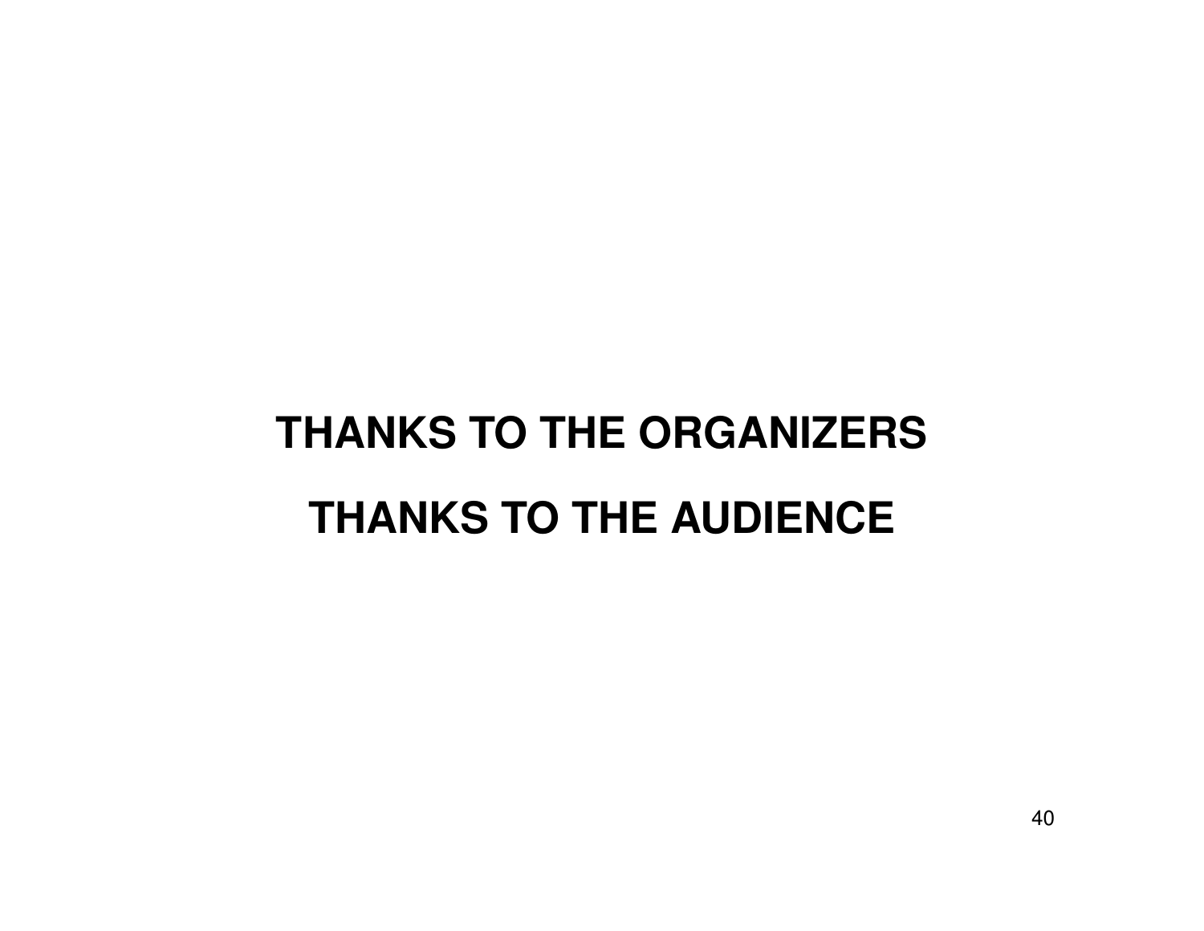**THANKS TO THE ORGANIZERS**

**THANKS TO THE AUDIENCE**